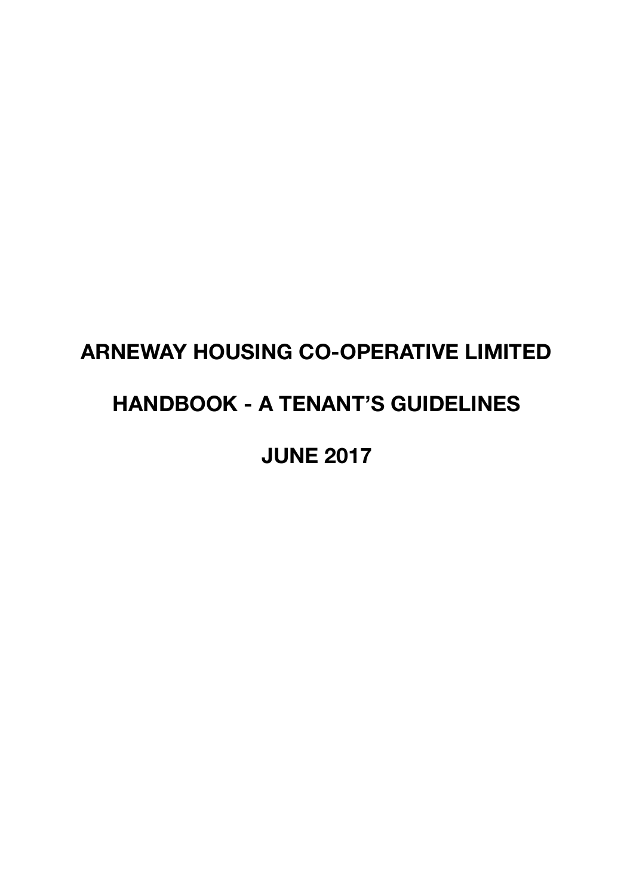# ARNEWAY HOUSING CO-OPERATIVE LIMITED

# HANDBOOK - A TENANT'S GUIDELINES

# JUNE 2017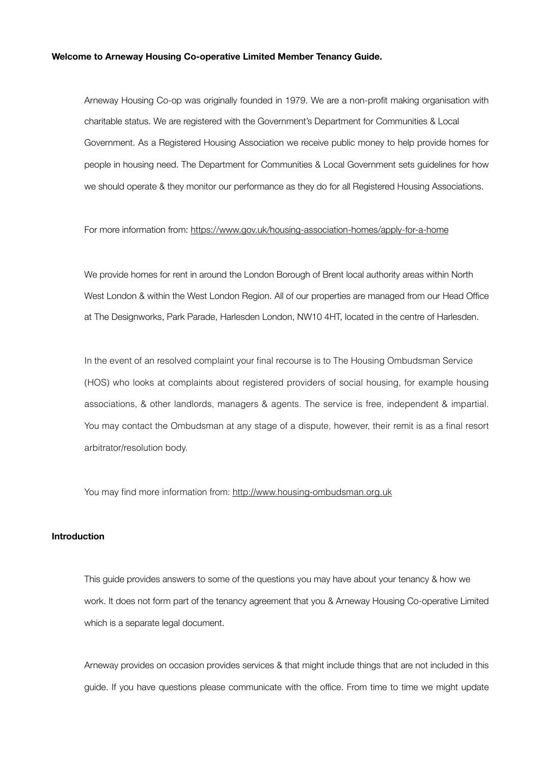**Welcome to Arneway Housing Co-operative Limited Member Tenancy Guide.**

Arneway Housing Co-op was originally founded in 1979. We are a non-profit making organisation with charitable status. We are registered with the Government's Department for Communities & Local Government. As a Registered Housing Association we receive public money to help provide homes for people in housing need. The Department for Communities & Local Government sets guidelines for how we should operate & they monitor our performance as they do for all Registered Housing Associations.

For more information from: https://www.gov.uk/housing-association-homes/apply-for-a-home

We provide homes for rent in around the London Borough of Brent local authority areas within North West London & within the West London Region. All of our properties are managed from our Head Office at The Designworks, Park Parade, Harlesden London, NW10 4HT, located in the centre of Harlesden.

In the event of an resolved complaint your final recourse is to The Housing Ombudsman Service (HOS) who looks at complaints about registered providers of social housing, for example housing associations, & other landlords, managers & agents. The service is free, independent & impartial. You may contact the Ombudsman at any stage of a dispute, however, their remit is as a final resort arbitrator/resolution body.

You may find more information from: http://www.housing-ombudsman.org.uk

**Introduction**

This guide provides answers to some of the questions you may have about your tenancy & how we work. It does not form part of the tenancy agreement that you & Arneway Housing Co-operative Limited which is a separate legal document.

Arneway provides on occasion provides services & that might include things that are not included in this guide. If you have questions please communicate with the office. From time to time we might update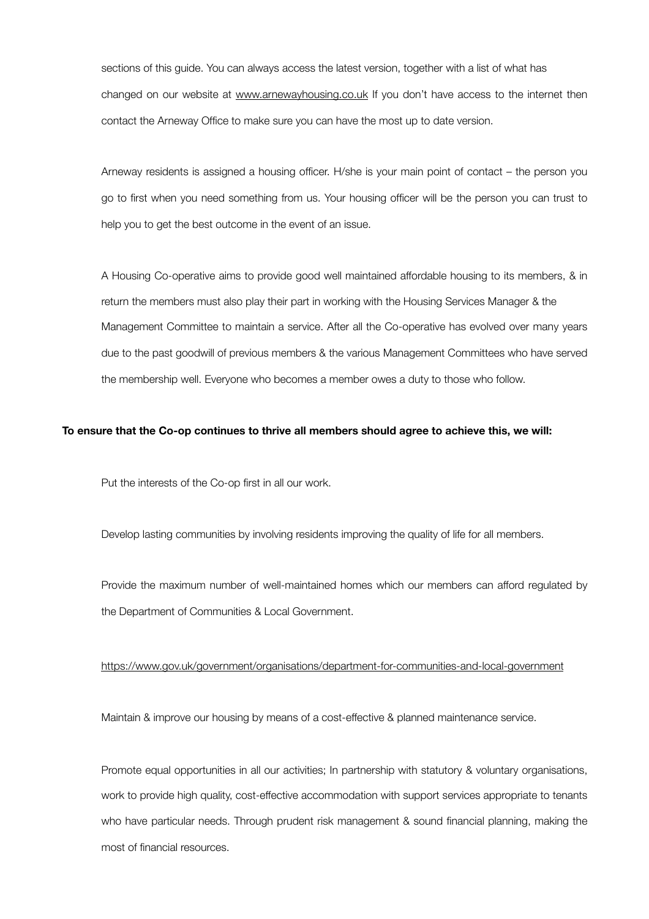sections of this guide. You can always access the latest version, together with a list of what has changed on our website at www.arnewayhousing.co.uk If you don't have access to the internet then contact the Arneway Office to make sure you can have the most up to date version.

Arneway residents is assigned a housing officer. H/she is your main point of contact – the person you go to first when you need something from us. Your housing officer will be the person you can trust to help you to get the best outcome in the event of an issue.

A Housing Co-operative aims to provide good well maintained affordable housing to its members, & in return the members must also play their part in working with the Housing Services Manager & the Management Committee to maintain a service. After all the Co-operative has evolved over many years due to the past goodwill of previous members & the various Management Committees who have served the membership well. Everyone who becomes a member owes a duty to those who follow.

**To ensure that the Co-op continues to thrive all members should agree to achieve this, we will:**

Put the interests of the Co-op first in all our work.

Develop lasting communities by involving residents improving the quality of life for all members.

Provide the maximum number of well-maintained homes which our members can afford regulated by the Department of Communities & Local Government.

https://www.gov.uk/government/organisations/department-for-communities-and-local-government

Maintain & improve our housing by means of a cost-effective & planned maintenance service.

Promote equal opportunities in all our activities; In partnership with statutory & voluntary organisations, work to provide high quality, cost-effective accommodation with support services appropriate to tenants who have particular needs. Through prudent risk management & sound financial planning, making the most of financial resources.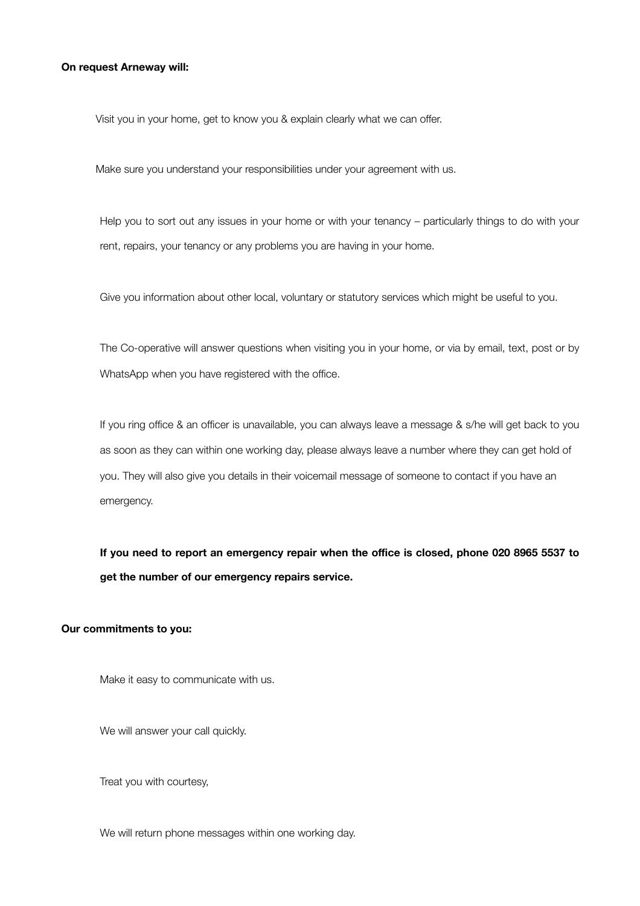**On request Arneway will:**

Visit you in your home, get to know you & explain clearly what we can offer.

Make sure you understand your responsibilities under your agreement with us.

Help you to sort out any issues in your home or with your tenancy – particularly things to do with your rent, repairs, your tenancy or any problems you are having in your home.

Give you information about other local, voluntary or statutory services which might be useful to you.

The Co-operative will answer questions when visiting you in your home, or via by email, text, post or by WhatsApp when you have registered with the office.

If you ring office & an officer is unavailable, you can always leave a message & s/he will get back to you as soon as they can within one working day, please always leave a number where they can get hold of you. They will also give you details in their voicemail message of someone to contact if you have an emergency.

**If you need to report an emergency repair when the office is closed, phone 020 8965 5537 to get the number of our emergency repairs service.**

**Our commitments to you:**

Make it easy to communicate with us.

We will answer your call quickly.

Treat you with courtesy,

We will return phone messages within one working day.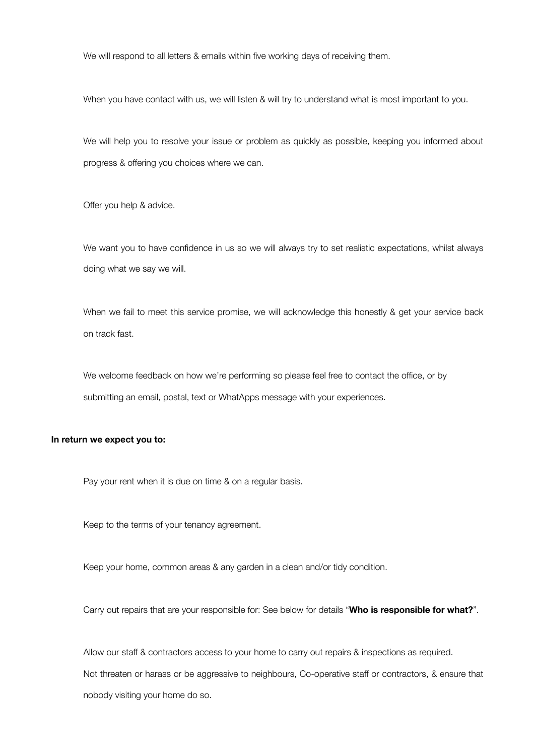We will respond to all letters & emails within five working days of receiving them.

When you have contact with us, we will listen & will try to understand what is most important to you.

We will help you to resolve your issue or problem as quickly as possible, keeping you informed about progress & offering you choices where we can.

Offer you help & advice.

We want you to have confidence in us so we will always try to set realistic expectations, whilst always doing what we say we will.

When we fail to meet this service promise, we will acknowledge this honestly & get your service back on track fast.

We welcome feedback on how we're performing so please feel free to contact the office, or by submitting an email, postal, text or WhatApps message with your experiences.

**In return we expect you to:**

Pay your rent when it is due on time & on a regular basis.

Keep to the terms of your tenancy agreement.

Keep your home, common areas & any garden in a clean and/or tidy condition.

Carry out repairs that are your responsible for: See below for details "**Who is responsible for what?**".

Allow our staff & contractors access to your home to carry out repairs & inspections as required.

Not threaten or harass or be aggressive to neighbours, Co-operative staff or contractors, & ensure that nobody visiting your home do so.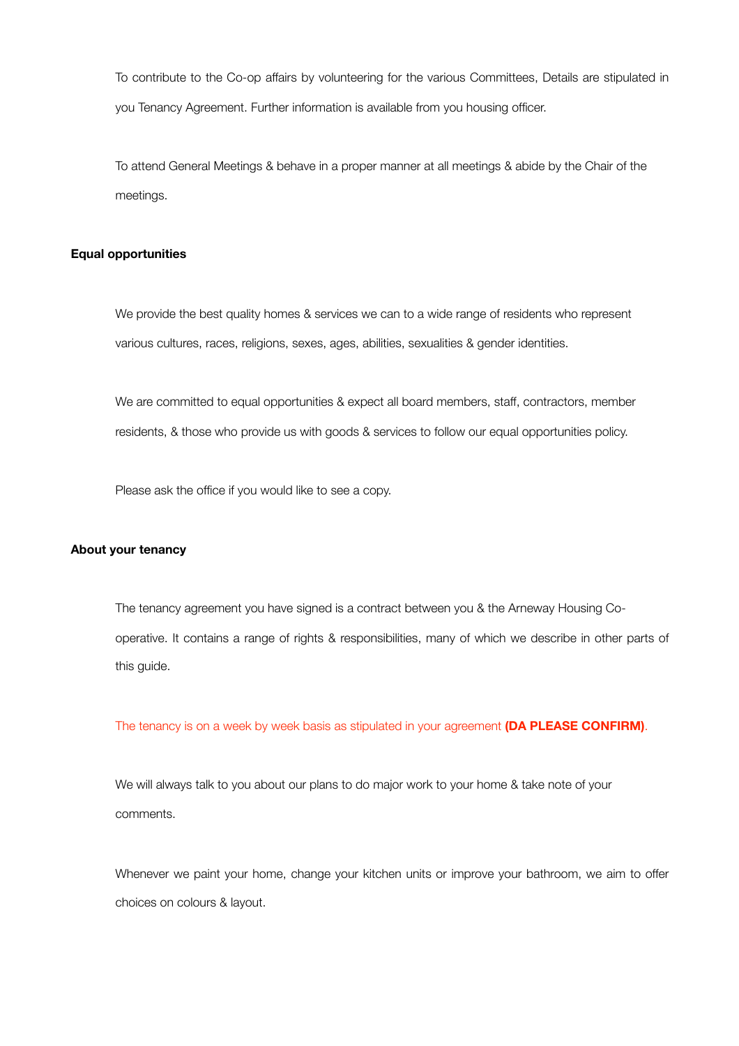To contribute to the Co-op affairs by volunteering for the various Committees, Details are stipulated in you Tenancy Agreement. Further information is available from you housing officer.

To attend General Meetings & behave in a proper manner at all meetings & abide by the Chair of the meetings.

**Equal opportunities**

We provide the best quality homes & services we can to a wide range of residents who represent various cultures, races, religions, sexes, ages, abilities, sexualities & gender identities.

We are committed to equal opportunities & expect all board members, staff, contractors, member residents, & those who provide us with goods & services to follow our equal opportunities policy.

Please ask the office if you would like to see a copy.

**About your tenancy**

The tenancy agreement you have signed is a contract between you & the Arneway Housing Co-operative. It contains a range of rights & responsibilities, many of which we describe in other parts of this guide.

The tenancy is on a week by week basis as stipulated in your agreement **(DA PLEASE CONFIRM)**.

We will always talk to you about our plans to do major work to your home & take note of your comments.

Whenever we paint your home, change your kitchen units or improve your bathroom, we aim to offer choices on colours & layout.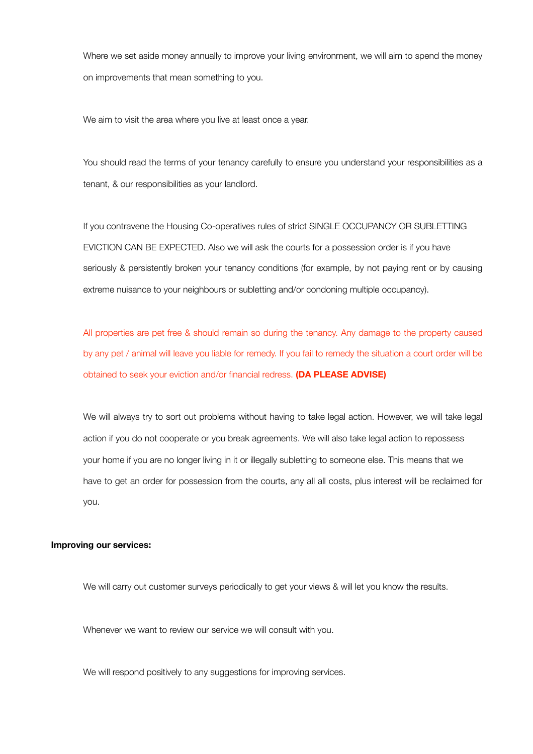Where we set aside money annually to improve your living environment, we will aim to spend the money on improvements that mean something to you.

We aim to visit the area where you live at least once a year.

You should read the terms of your tenancy carefully to ensure you understand your responsibilities as a tenant, & our responsibilities as your landlord.

If you contravene the Housing Co-operatives rules of strict SINGLE OCCUPANCY OR SUBLETTING EVICTION CAN BE EXPECTED. Also we will ask the courts for a possession order is if you have seriously & persistently broken your tenancy conditions (for example, by not paying rent or by causing extreme nuisance to your neighbours or subletting and/or condoning multiple occupancy).

All properties are pet free & should remain so during the tenancy. Any damage to the property caused by any pet / animal will leave you liable for remedy. If you fail to remedy the situation a court order will be obtained to seek your eviction and/or financial redress. **(DA PLEASE ADVISE)**

We will always try to sort out problems without having to take legal action. However, we will take legal action if you do not cooperate or you break agreements. We will also take legal action to repossess your home if you are no longer living in it or illegally subletting to someone else. This means that we have to get an order for possession from the courts, any all all costs, plus interest will be reclaimed for you.

**Improving our services:**

We will carry out customer surveys periodically to get your views & will let you know the results.

Whenever we want to review our service we will consult with you.

We will respond positively to any suggestions for improving services.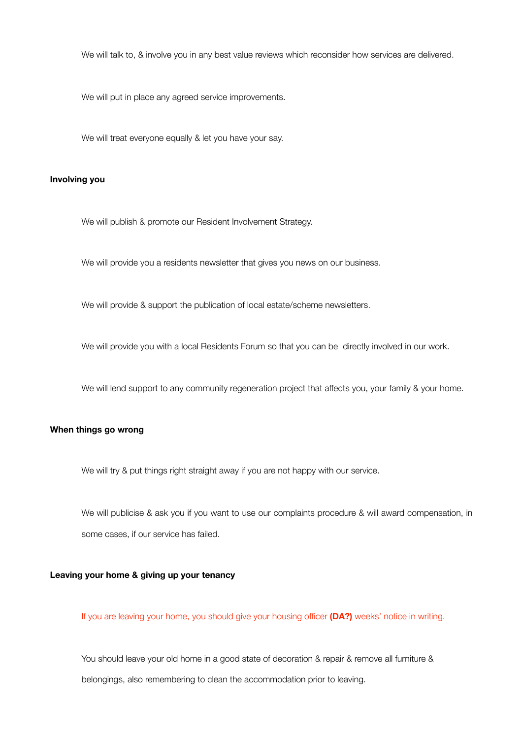We will talk to, & involve you in any best value reviews which reconsider how services are delivered.

We will put in place any agreed service improvements.

We will treat everyone equally & let you have your say.

**Involving you**

We will publish & promote our Resident Involvement Strategy.

We will provide you a residents newsletter that gives you news on our business.

We will provide & support the publication of local estate/scheme newsletters.

We will provide you with a local Residents Forum so that you can be directly involved in our work.

We will lend support to any community regeneration project that affects you, your family & your home.

**When things go wrong**

We will try & put things right straight away if you are not happy with our service.

We will publicise & ask you if you want to use our complaints procedure & will award compensation, in some cases, if our service has failed.

**Leaving your home & giving up your tenancy**

If you are leaving your home, you should give your housing officer **(DA?)** weeks' notice in writing.

You should leave your old home in a good state of decoration & repair & remove all furniture & belongings, also remembering to clean the accommodation prior to leaving.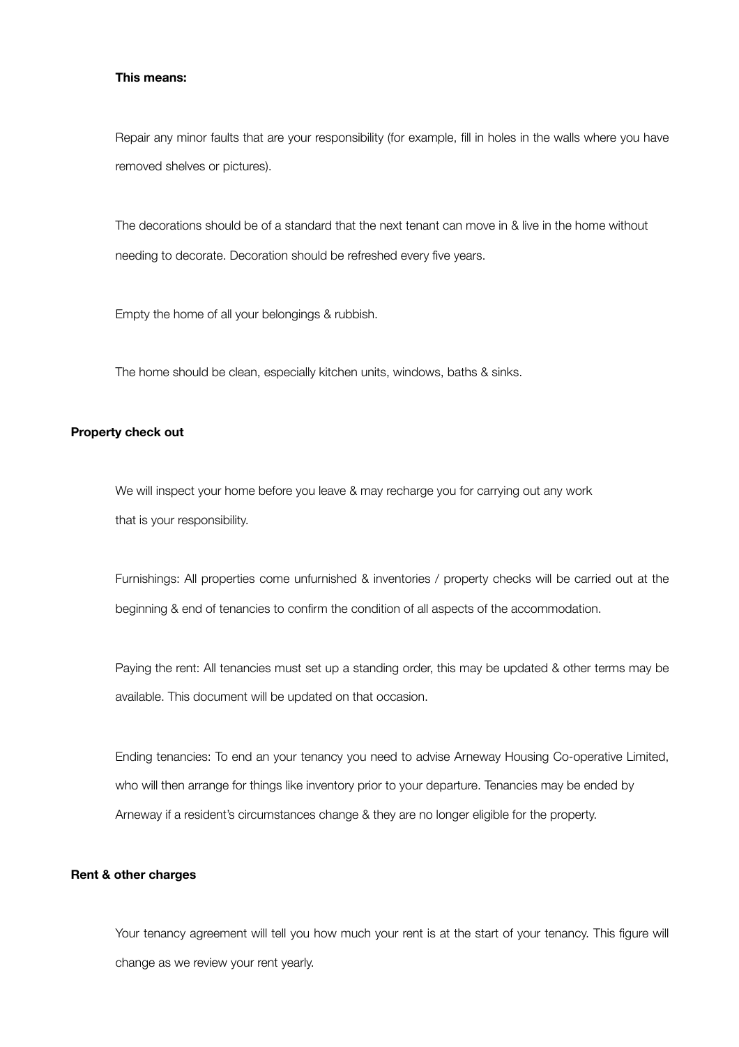**This means:**

Repair any minor faults that are your responsibility (for example, fill in holes in the walls where you have removed shelves or pictures).

The decorations should be of a standard that the next tenant can move in & live in the home without needing to decorate. Decoration should be refreshed every five years.

Empty the home of all your belongings & rubbish.

The home should be clean, especially kitchen units, windows, baths & sinks.

**Property check out**

We will inspect your home before you leave & may recharge you for carrying out any work that is your responsibility.

Furnishings: All properties come unfurnished & inventories / property checks will be carried out at the beginning & end of tenancies to confirm the condition of all aspects of the accommodation.

Paying the rent: All tenancies must set up a standing order, this may be updated & other terms may be available. This document will be updated on that occasion.

Ending tenancies: To end an your tenancy you need to advise Arneway Housing Co-operative Limited, who will then arrange for things like inventory prior to your departure. Tenancies may be ended by Arneway if a resident's circumstances change & they are no longer eligible for the property.

**Rent & other charges**

Your tenancy agreement will tell you how much your rent is at the start of your tenancy. This figure will change as we review your rent yearly.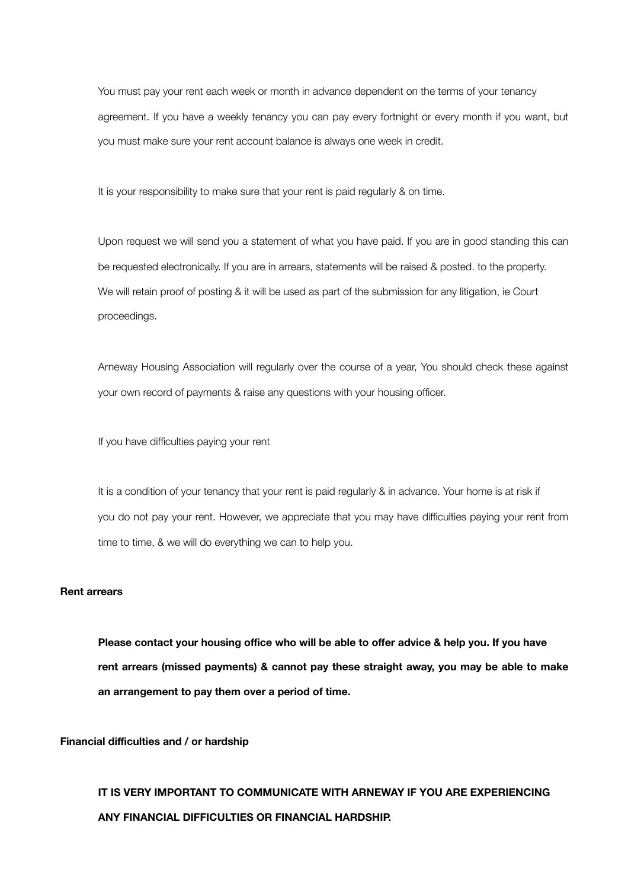You must pay your rent each week or month in advance dependent on the terms of your tenancy agreement. If you have a weekly tenancy you can pay every fortnight or every month if you want, but you must make sure your rent account balance is always one week in credit.

It is your responsibility to make sure that your rent is paid regularly & on time.

Upon request we will send you a statement of what you have paid. If you are in good standing this can be requested electronically. If you are in arrears, statements will be raised & posted. to the property. We will retain proof of posting & it will be used as part of the submission for any litigation, ie Court proceedings.

Arneway Housing Association will regularly over the course of a year, You should check these against your own record of payments & raise any questions with your housing officer.

If you have difficulties paying your rent

It is a condition of your tenancy that your rent is paid regularly & in advance. Your home is at risk if you do not pay your rent. However, we appreciate that you may have difficulties paying your rent from time to time, & we will do everything we can to help you.

**Rent arrears**

**Please contact your housing office who will be able to offer advice & help you. If you have rent arrears (missed payments) & cannot pay these straight away, you may be able to make an arrangement to pay them over a period of time.**

**Financial difficulties and / or hardship**

**IT IS VERY IMPORTANT TO COMMUNICATE WITH ARNEWAY IF YOU ARE EXPERIENCING ANY FINANCIAL DIFFICULTIES OR FINANCIAL HARDSHIP.**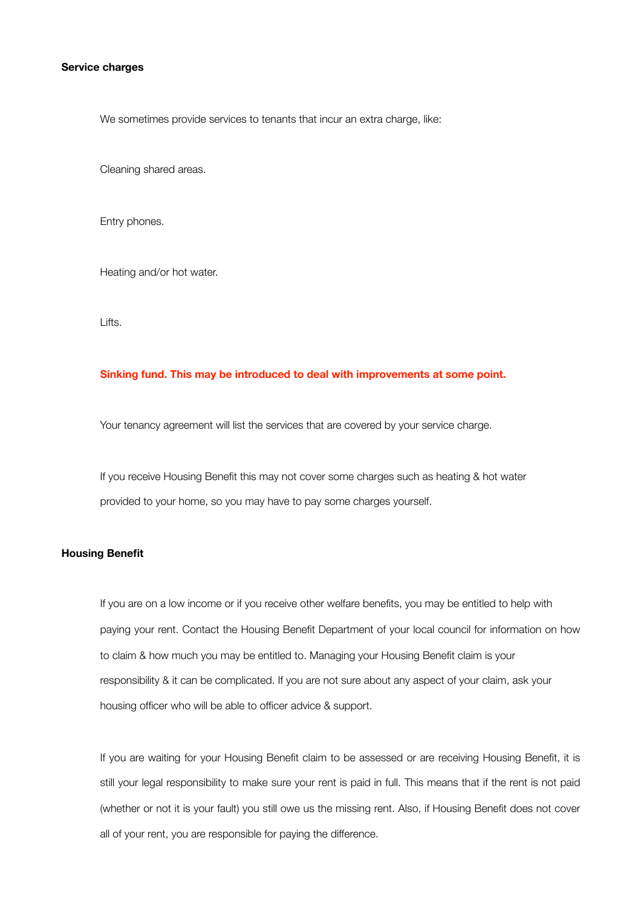**Service charges**

We sometimes provide services to tenants that incur an extra charge, like:

Cleaning shared areas.

Entry phones.

Heating and/or hot water.

Lifts.

**Sinking fund. This may be introduced to deal with improvements at some point.**

Your tenancy agreement will list the services that are covered by your service charge.

If you receive Housing Benefit this may not cover some charges such as heating & hot water provided to your home, so you may have to pay some charges yourself.

**Housing Benefit**

If you are on a low income or if you receive other welfare benefits, you may be entitled to help with paying your rent. Contact the Housing Benefit Department of your local council for information on how to claim & how much you may be entitled to. Managing your Housing Benefit claim is your responsibility & it can be complicated. If you are not sure about any aspect of your claim, ask your housing officer who will be able to officer advice & support.

If you are waiting for your Housing Benefit claim to be assessed or are receiving Housing Benefit, it is still your legal responsibility to make sure your rent is paid in full. This means that if the rent is not paid (whether or not it is your fault) you still owe us the missing rent. Also, if Housing Benefit does not cover all of your rent, you are responsible for paying the difference.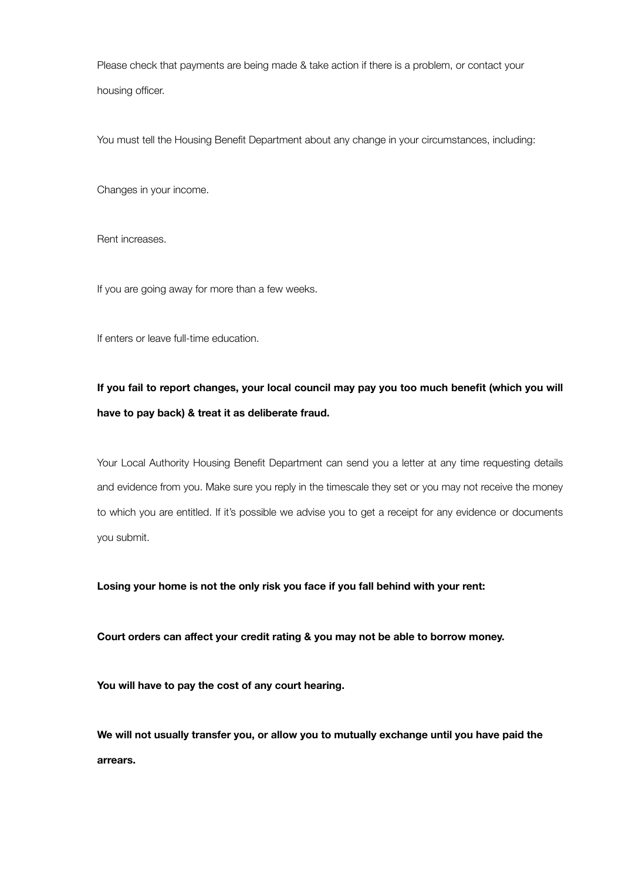Please check that payments are being made & take action if there is a problem, or contact your housing officer.

You must tell the Housing Benefit Department about any change in your circumstances, including:

Changes in your income.

Rent increases.

If you are going away for more than a few weeks.

If enters or leave full-time education.

**If you fail to report changes, your local council may pay you too much benefit (which you will have to pay back) & treat it as deliberate fraud.**

Your Local Authority Housing Benefit Department can send you a letter at any time requesting details and evidence from you. Make sure you reply in the timescale they set or you may not receive the money to which you are entitled. If it's possible we advise you to get a receipt for any evidence or documents you submit.

**Losing your home is not the only risk you face if you fall behind with your rent:**

**Court orders can affect your credit rating & you may not be able to borrow money.**

**You will have to pay the cost of any court hearing.**

**We will not usually transfer you, or allow you to mutually exchange until you have paid the arrears.**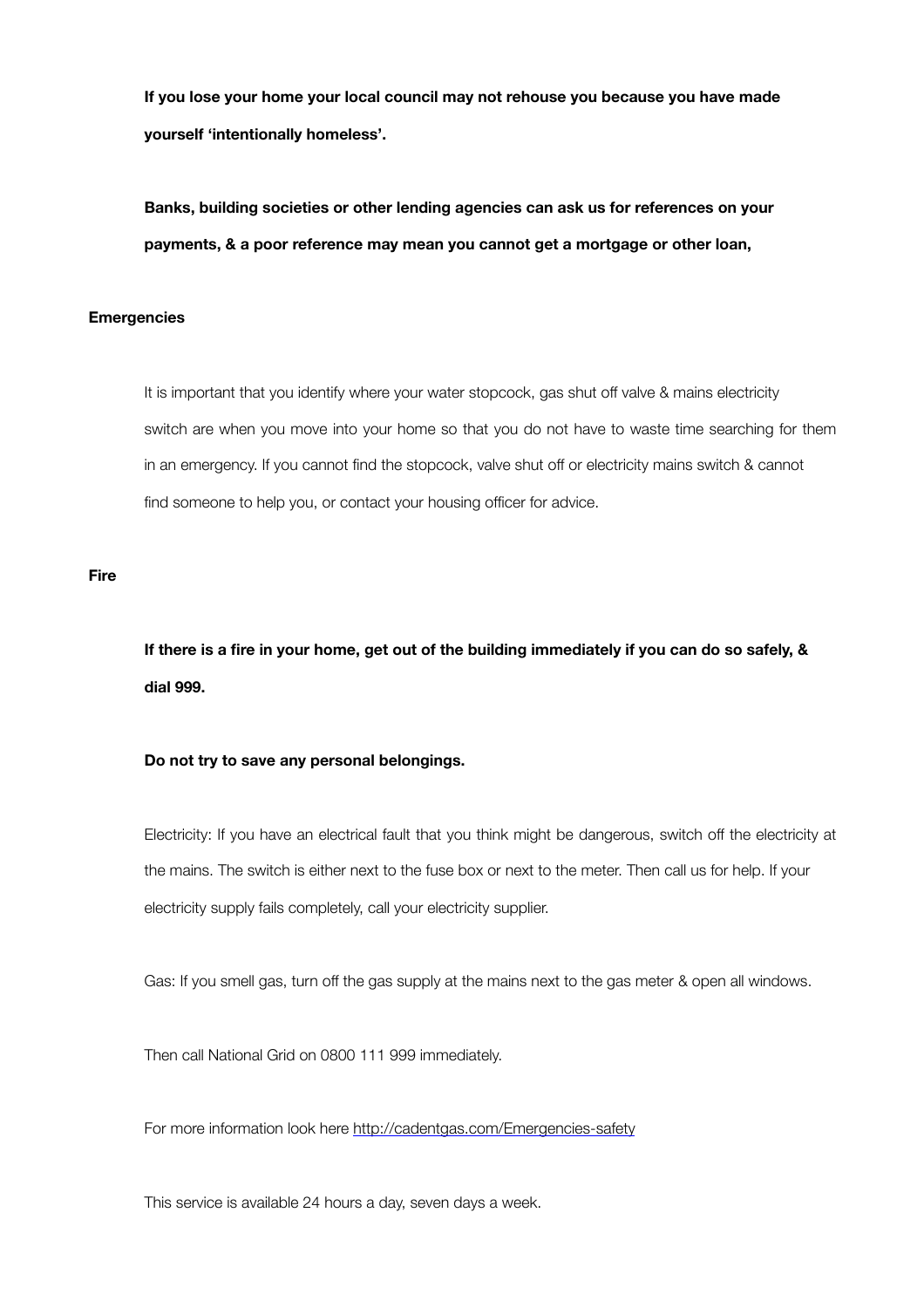**If you lose your home your local council may not rehouse you because you have made yourself 'intentionally homeless'.**

**Banks, building societies or other lending agencies can ask us for references on your payments, & a poor reference may mean you cannot get a mortgage or other loan,**

**Emergencies**

It is important that you identify where your water stopcock, gas shut off valve & mains electricity switch are when you move into your home so that you do not have to waste time searching for them in an emergency. If you cannot find the stopcock, valve shut off or electricity mains switch & cannot find someone to help you, or contact your housing officer for advice.

**Fire**

**If there is a fire in your home, get out of the building immediately if you can do so safely, & dial 999.**

**Do not try to save any personal belongings.**

Electricity: If you have an electrical fault that you think might be dangerous, switch off the electricity at the mains. The switch is either next to the fuse box or next to the meter. Then call us for help. If your electricity supply fails completely, call your electricity supplier.

Gas: If you smell gas, turn off the gas supply at the mains next to the gas meter & open all windows.

Then call National Grid on 0800 111 999 immediately.

For more information look here [http://cadentgas.com/Emergencies-safety](http://cadentgas.com/Emergencies-safety)

This service is available 24 hours a day, seven days a week.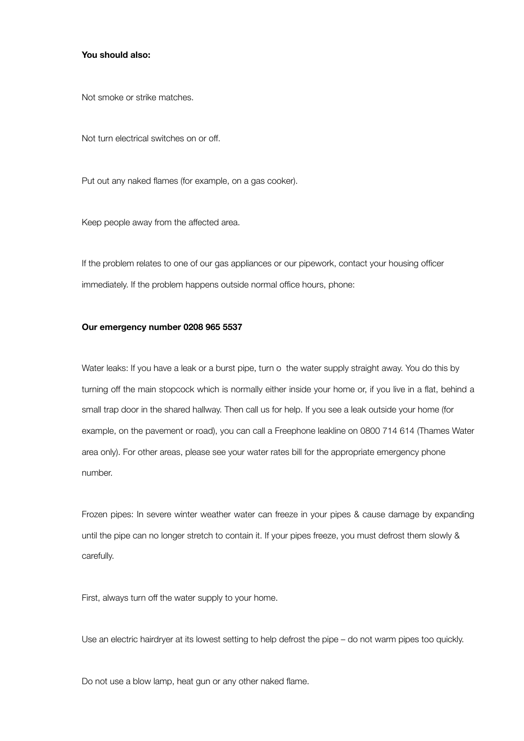**You should also:**

Not smoke or strike matches.

Not turn electrical switches on or off.

Put out any naked flames (for example, on a gas cooker).

Keep people away from the affected area.

If the problem relates to one of our gas appliances or our pipework, contact your housing officer immediately. If the problem happens outside normal office hours, phone:

**Our emergency number 0208 965 5537**

Water leaks: If you have a leak or a burst pipe, turn o the water supply straight away. You do this by turning off the main stopcock which is normally either inside your home or, if you live in a flat, behind a small trap door in the shared hallway. Then call us for help. If you see a leak outside your home (for example, on the pavement or road), you can call a Freephone leakline on 0800 714 614 (Thames Water area only). For other areas, please see your water rates bill for the appropriate emergency phone number.

Frozen pipes: In severe winter weather water can freeze in your pipes & cause damage by expanding until the pipe can no longer stretch to contain it. If your pipes freeze, you must defrost them slowly & carefully.

First, always turn off the water supply to your home.

Use an electric hairdryer at its lowest setting to help defrost the pipe – do not warm pipes too quickly.

Do not use a blow lamp, heat gun or any other naked flame.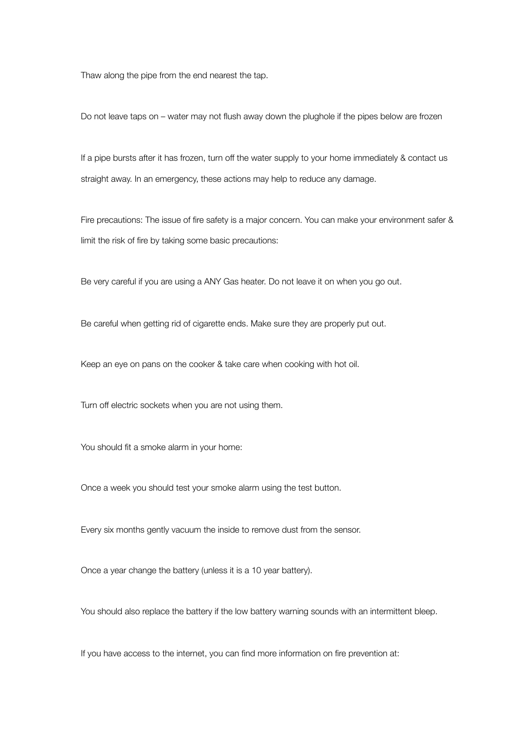Thaw along the pipe from the end nearest the tap.

Do not leave taps on – water may not flush away down the plughole if the pipes below are frozen

If a pipe bursts after it has frozen, turn off the water supply to your home immediately & contact us straight away. In an emergency, these actions may help to reduce any damage.

Fire precautions: The issue of fire safety is a major concern. You can make your environment safer & limit the risk of fire by taking some basic precautions:

Be very careful if you are using a ANY Gas heater. Do not leave it on when you go out.

Be careful when getting rid of cigarette ends. Make sure they are properly put out.

Keep an eye on pans on the cooker & take care when cooking with hot oil.

Turn off electric sockets when you are not using them.

You should fit a smoke alarm in your home:

Once a week you should test your smoke alarm using the test button.

Every six months gently vacuum the inside to remove dust from the sensor.

Once a year change the battery (unless it is a 10 year battery).

You should also replace the battery if the low battery warning sounds with an intermittent bleep.

If you have access to the internet, you can find more information on fire prevention at: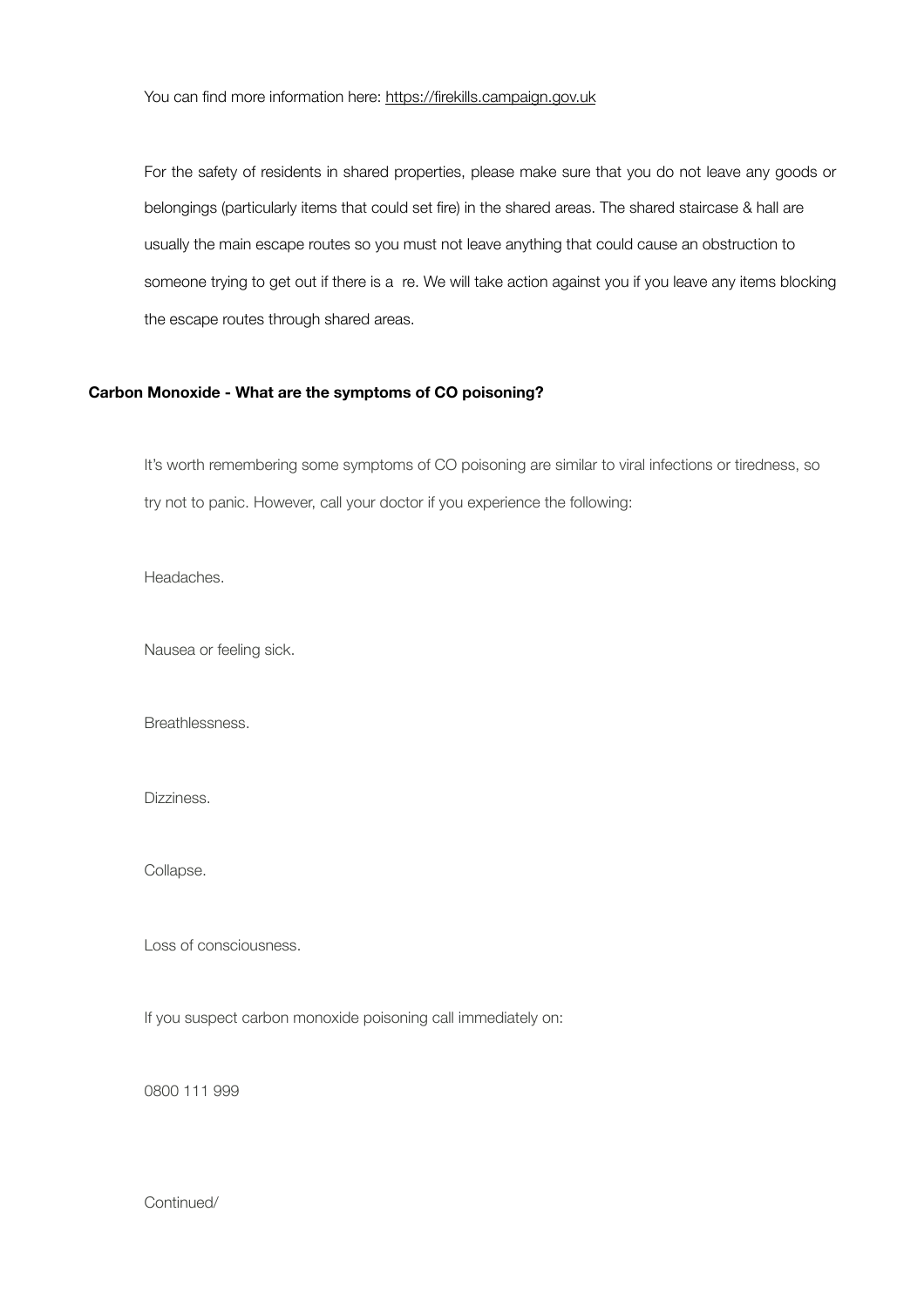You can find more information here: https://firekills.campaign.gov.uk

For the safety of residents in shared properties, please make sure that you do not leave any goods or belongings (particularly items that could set fire) in the shared areas. The shared staircase & hall are usually the main escape routes so you must not leave anything that could cause an obstruction to someone trying to get out if there is a  re. We will take action against you if you leave any items blocking the escape routes through shared areas.

**Carbon Monoxide - What are the symptoms of CO poisoning?**

It's worth remembering some symptoms of CO poisoning are similar to viral infections or tiredness, so try not to panic. However, call your doctor if you experience the following:

Headaches.

Nausea or feeling sick.

Breathlessness.

Dizziness.

Collapse.

Loss of consciousness.

If you suspect carbon monoxide poisoning call immediately on:

0800 111 999

Continued/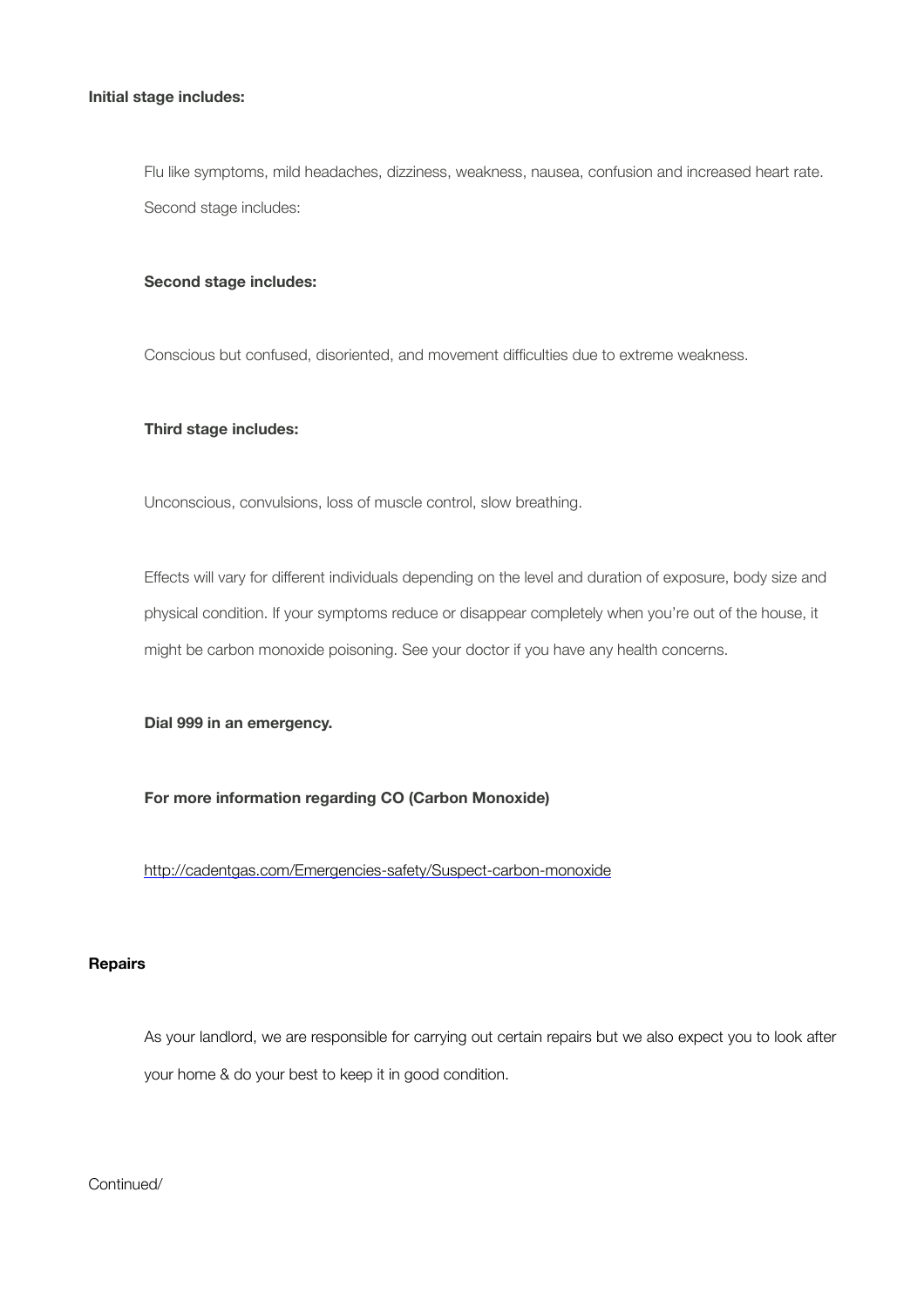**Initial stage includes:**

Flu like symptoms, mild headaches, dizziness, weakness, nausea, confusion and increased heart rate. Second stage includes:

**Second stage includes:**

Conscious but confused, disoriented, and movement difficulties due to extreme weakness.

**Third stage includes:**

Unconscious, convulsions, loss of muscle control, slow breathing.

Effects will vary for different individuals depending on the level and duration of exposure, body size and physical condition. If your symptoms reduce or disappear completely when you're out of the house, it might be carbon monoxide poisoning. See your doctor if you have any health concerns.

**Dial 999 in an emergency.**

**For more information regarding CO (Carbon Monoxide)**

http://cadentgas.com/Emergencies-safety/Suspect-carbon-monoxide

**Repairs**

As your landlord, we are responsible for carrying out certain repairs but we also expect you to look after your home & do your best to keep it in good condition.

Continued/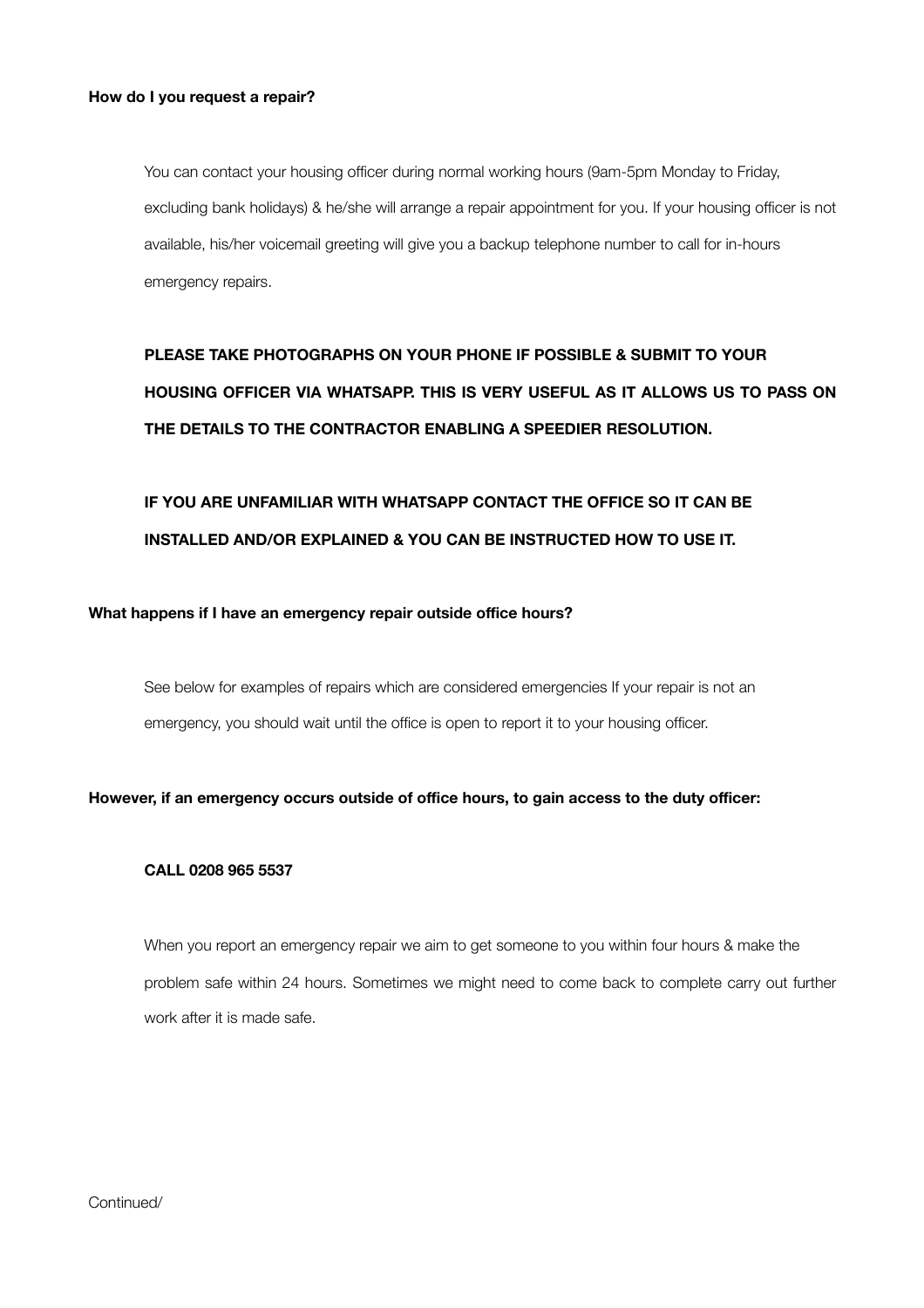**How do I you request a repair?**

You can contact your housing officer during normal working hours (9am-5pm Monday to Friday, excluding bank holidays) & he/she will arrange a repair appointment for you. If your housing officer is not available, his/her voicemail greeting will give you a backup telephone number to call for in-hours emergency repairs.

**PLEASE TAKE PHOTOGRAPHS ON YOUR PHONE IF POSSIBLE & SUBMIT TO YOUR HOUSING OFFICER VIA WHATSAPP. THIS IS VERY USEFUL AS IT ALLOWS US TO PASS ON THE DETAILS TO THE CONTRACTOR ENABLING A SPEEDIER RESOLUTION.**

**IF YOU ARE UNFAMILIAR WITH WHATSAPP CONTACT THE OFFICE SO IT CAN BE INSTALLED AND/OR EXPLAINED & YOU CAN BE INSTRUCTED HOW TO USE IT.**

**What happens if I have an emergency repair outside office hours?**

See below for examples of repairs which are considered emergencies If your repair is not an emergency, you should wait until the office is open to report it to your housing officer.

**However, if an emergency occurs outside of office hours, to gain access to the duty officer:**

**CALL 0208 965 5537**

When you report an emergency repair we aim to get someone to you within four hours & make the problem safe within 24 hours. Sometimes we might need to come back to complete carry out further work after it is made safe.

Continued/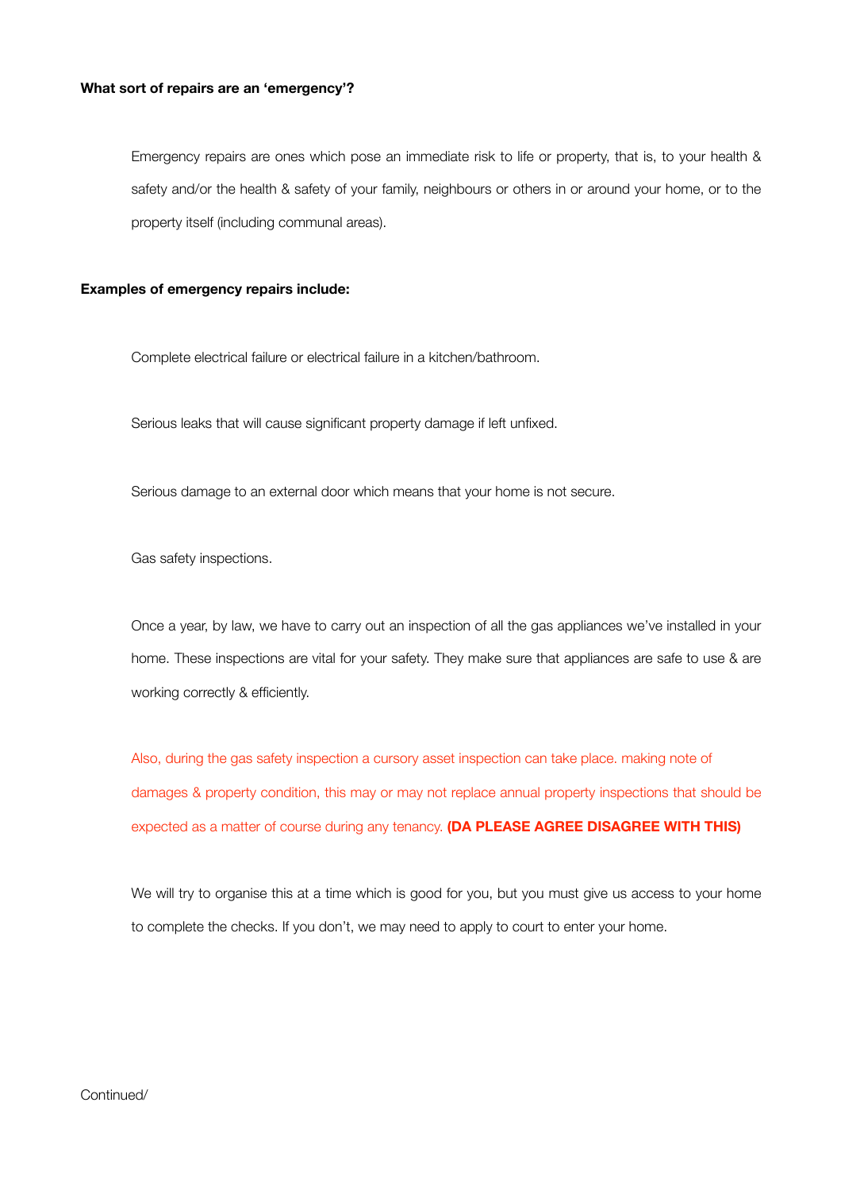**What sort of repairs are an 'emergency'?**

Emergency repairs are ones which pose an immediate risk to life or property, that is, to your health & safety and/or the health & safety of your family, neighbours or others in or around your home, or to the property itself (including communal areas).

**Examples of emergency repairs include:**

Complete electrical failure or electrical failure in a kitchen/bathroom.

Serious leaks that will cause significant property damage if left unfixed.

Serious damage to an external door which means that your home is not secure.

Gas safety inspections.

Once a year, by law, we have to carry out an inspection of all the gas appliances we've installed in your home. These inspections are vital for your safety. They make sure that appliances are safe to use & are working correctly & efficiently.

Also, during the gas safety inspection a cursory asset inspection can take place. making note of damages & property condition, this may or may not replace annual property inspections that should be expected as a matter of course during any tenancy. **(DA PLEASE AGREE DISAGREE WITH THIS)**

We will try to organise this at a time which is good for you, but you must give us access to your home to complete the checks. If you don't, we may need to apply to court to enter your home.

Continued/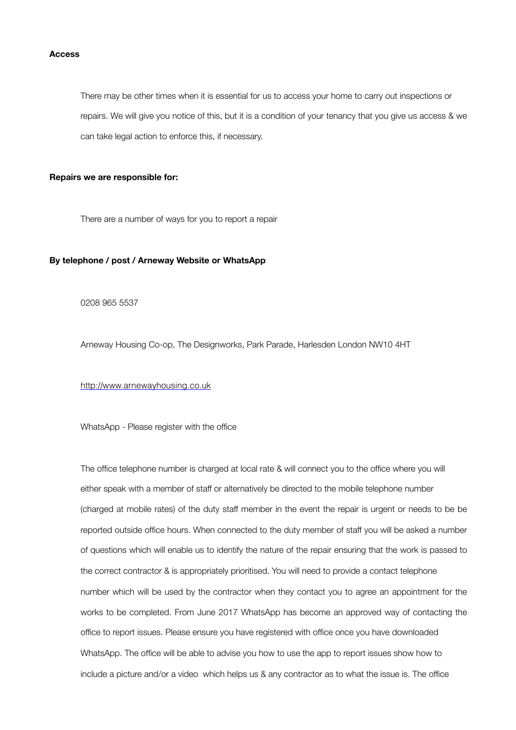**Access**

There may be other times when it is essential for us to access your home to carry out inspections or repairs. We will give you notice of this, but it is a condition of your tenancy that you give us access & we can take legal action to enforce this, if necessary.

**Repairs we are responsible for:**

There are a number of ways for you to report a repair

**By telephone / post / Arneway Website or WhatsApp**

0208 965 5537

Arneway Housing Co-op, The Designworks, Park Parade, Harlesden London NW10 4HT

http://www.arnewayhousing.co.uk

WhatsApp - Please register with the office

The office telephone number is charged at local rate & will connect you to the office where you will either speak with a member of staff or alternatively be directed to the mobile telephone number (charged at mobile rates) of the duty staff member in the event the repair is urgent or needs to be be reported outside office hours. When connected to the duty member of staff you will be asked a number of questions which will enable us to identify the nature of the repair ensuring that the work is passed to the correct contractor & is appropriately prioritised. You will need to provide a contact telephone number which will be used by the contractor when they contact you to agree an appointment for the works to be completed. From June 2017 WhatsApp has become an approved way of contacting the office to report issues. Please ensure you have registered with office once you have downloaded WhatsApp. The office will be able to advise you how to use the app to report issues show how to include a picture and/or a video which helps us & any contractor as to what the issue is. The office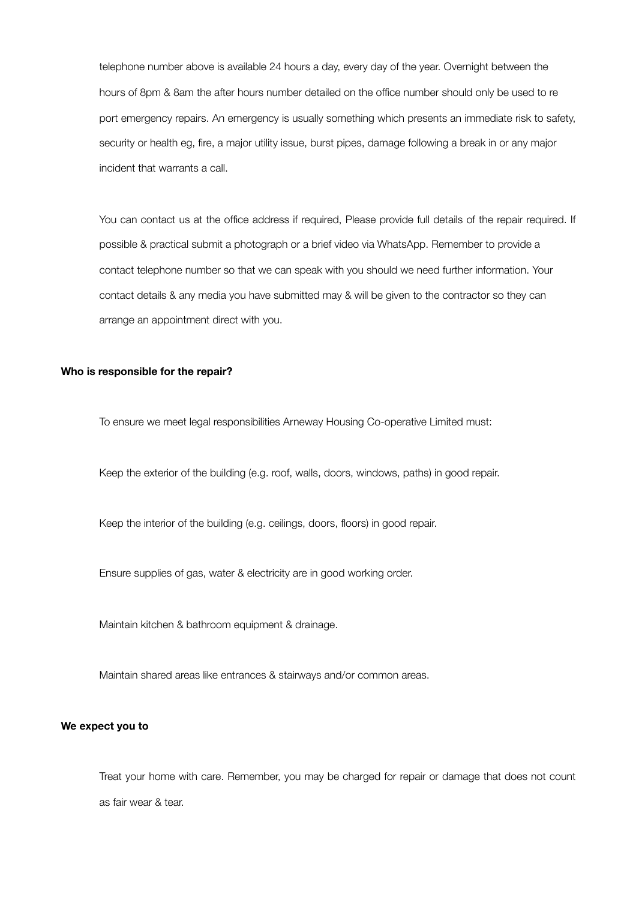telephone number above is available 24 hours a day, every day of the year. Overnight between the hours of 8pm & 8am the after hours number detailed on the office number should only be used to re port emergency repairs. An emergency is usually something which presents an immediate risk to safety, security or health eg, fire, a major utility issue, burst pipes, damage following a break in or any major incident that warrants a call.

You can contact us at the office address if required, Please provide full details of the repair required. If possible & practical submit a photograph or a brief video via WhatsApp. Remember to provide a contact telephone number so that we can speak with you should we need further information. Your contact details & any media you have submitted may & will be given to the contractor so they can arrange an appointment direct with you.

**Who is responsible for the repair?**

To ensure we meet legal responsibilities Arneway Housing Co-operative Limited must:

Keep the exterior of the building (e.g. roof, walls, doors, windows, paths) in good repair.

Keep the interior of the building (e.g. ceilings, doors, floors) in good repair.

Ensure supplies of gas, water & electricity are in good working order.

Maintain kitchen & bathroom equipment & drainage.

Maintain shared areas like entrances & stairways and/or common areas.

**We expect you to**

Treat your home with care. Remember, you may be charged for repair or damage that does not count as fair wear & tear.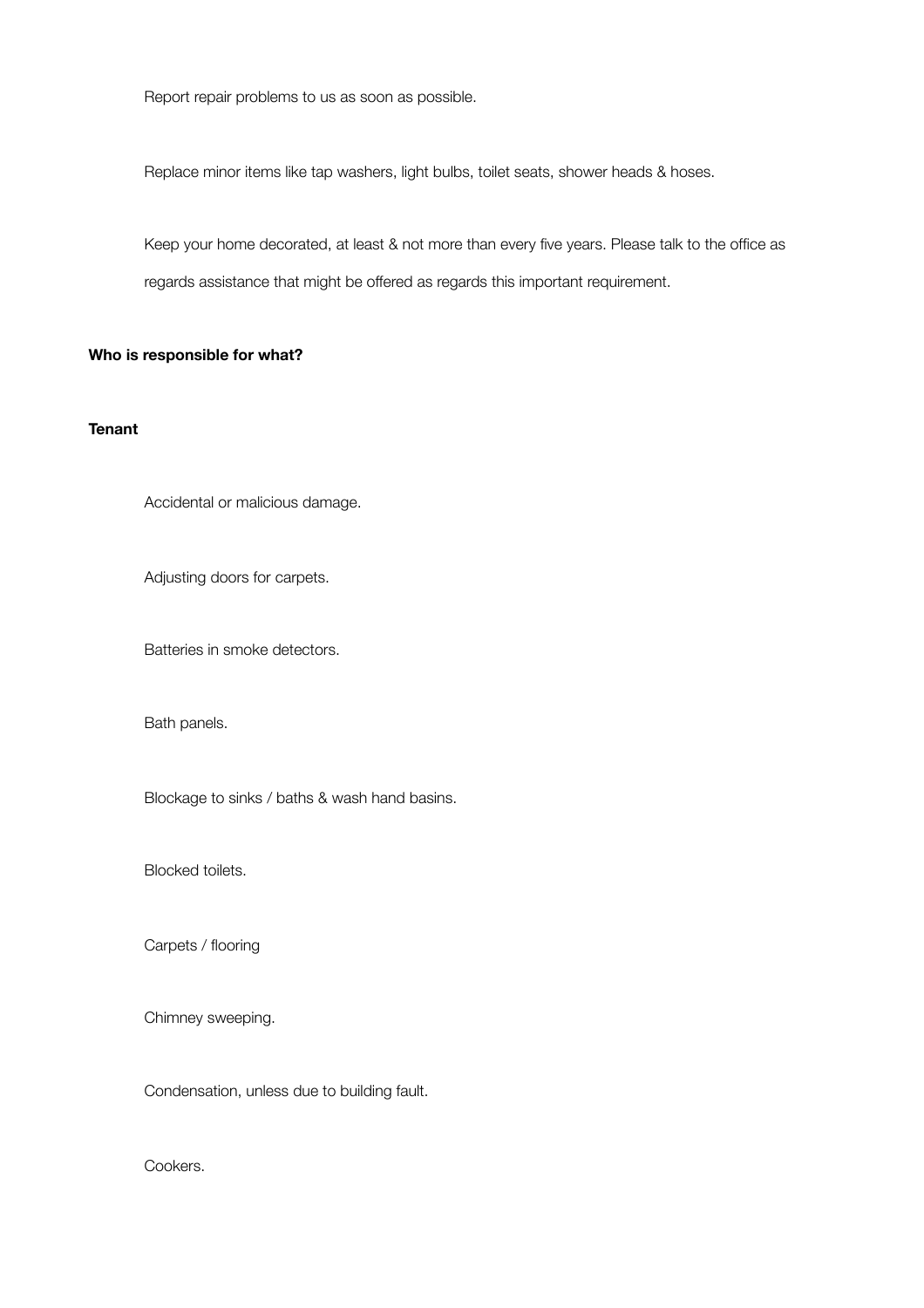Report repair problems to us as soon as possible.

Replace minor items like tap washers, light bulbs, toilet seats, shower heads & hoses.

Keep your home decorated, at least & not more than every five years. Please talk to the office as regards assistance that might be offered as regards this important requirement.

**Who is responsible for what?**

**Tenant**

Accidental or malicious damage.

Adjusting doors for carpets.

Batteries in smoke detectors.

Bath panels.

Blockage to sinks / baths & wash hand basins.

Blocked toilets.

Carpets / flooring

Chimney sweeping.

Condensation, unless due to building fault.

Cookers.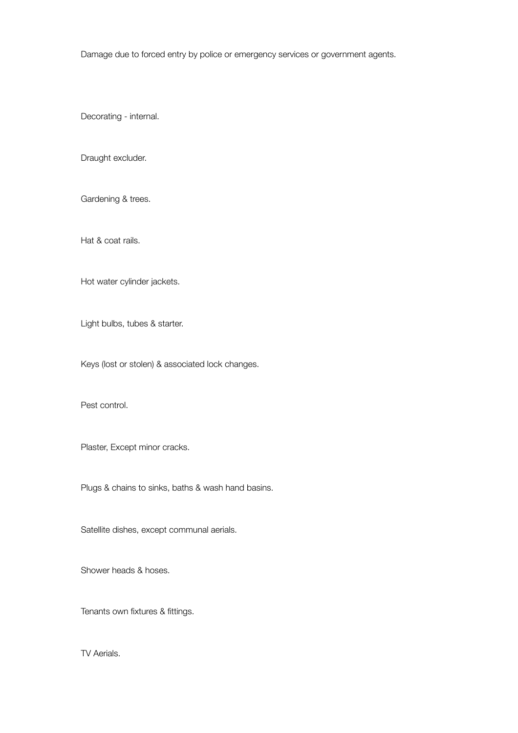Damage due to forced entry by police or emergency services or government agents.

Decorating - internal.

Draught excluder.

Gardening & trees.

Hat & coat rails.

Hot water cylinder jackets.

Light bulbs, tubes & starter.

Keys (lost or stolen) & associated lock changes.

Pest control.

Plaster, Except minor cracks.

Plugs & chains to sinks, baths & wash hand basins.

Satellite dishes, except communal aerials.

Shower heads & hoses.

Tenants own fixtures & fittings.

TV Aerials.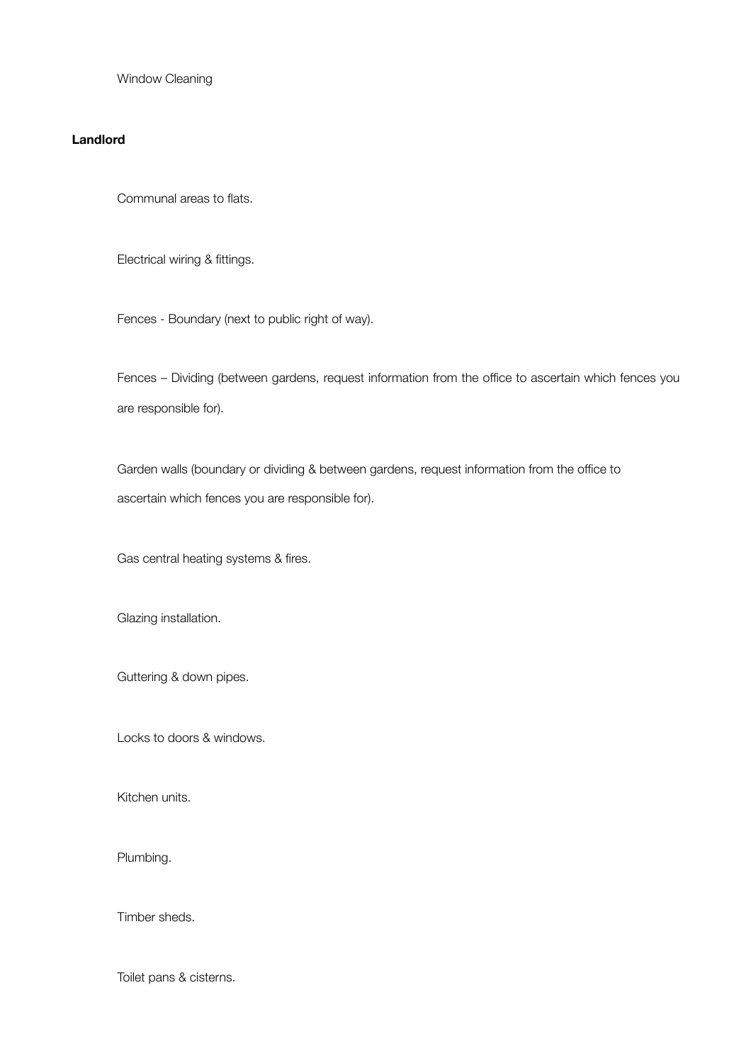Window Cleaning

**Landlord**

Communal areas to flats.

Electrical wiring & fittings.

Fences - Boundary (next to public right of way).

Fences – Dividing (between gardens, request information from the office to ascertain which fences you are responsible for).

Garden walls (boundary or dividing & between gardens, request information from the office to ascertain which fences you are responsible for).

Gas central heating systems & fires.

Glazing installation.

Guttering & down pipes.

Locks to doors & windows.

Kitchen units.

Plumbing.

Timber sheds.

Toilet pans & cisterns.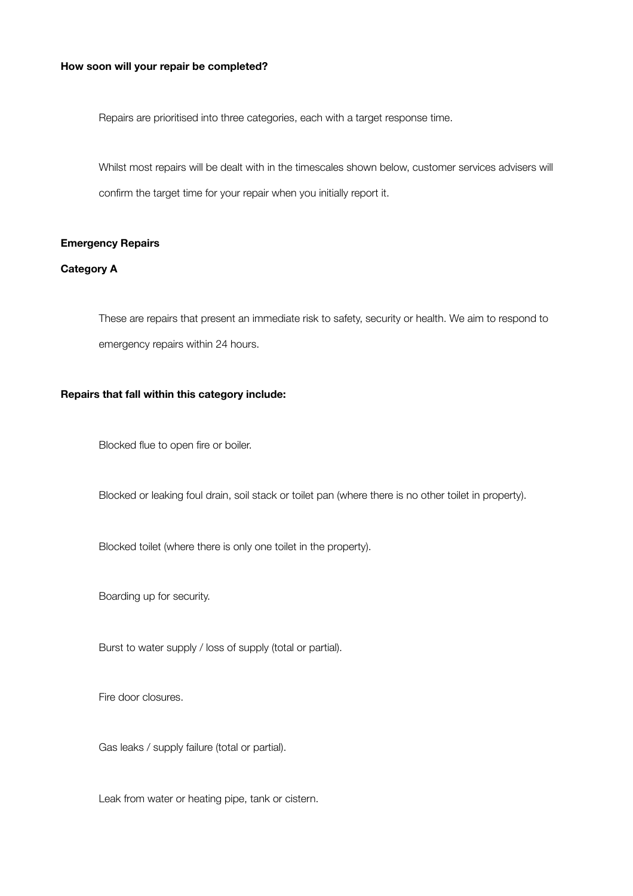**How soon will your repair be completed?**

Repairs are prioritised into three categories, each with a target response time.

Whilst most repairs will be dealt with in the timescales shown below, customer services advisers will confirm the target time for your repair when you initially report it.

**Emergency Repairs**

**Category A**

These are repairs that present an immediate risk to safety, security or health. We aim to respond to emergency repairs within 24 hours.

**Repairs that fall within this category include:**

Blocked flue to open fire or boiler.

Blocked or leaking foul drain, soil stack or toilet pan (where there is no other toilet in property).

Blocked toilet (where there is only one toilet in the property).

Boarding up for security.

Burst to water supply / loss of supply (total or partial).

Fire door closures.

Gas leaks / supply failure (total or partial).

Leak from water or heating pipe, tank or cistern.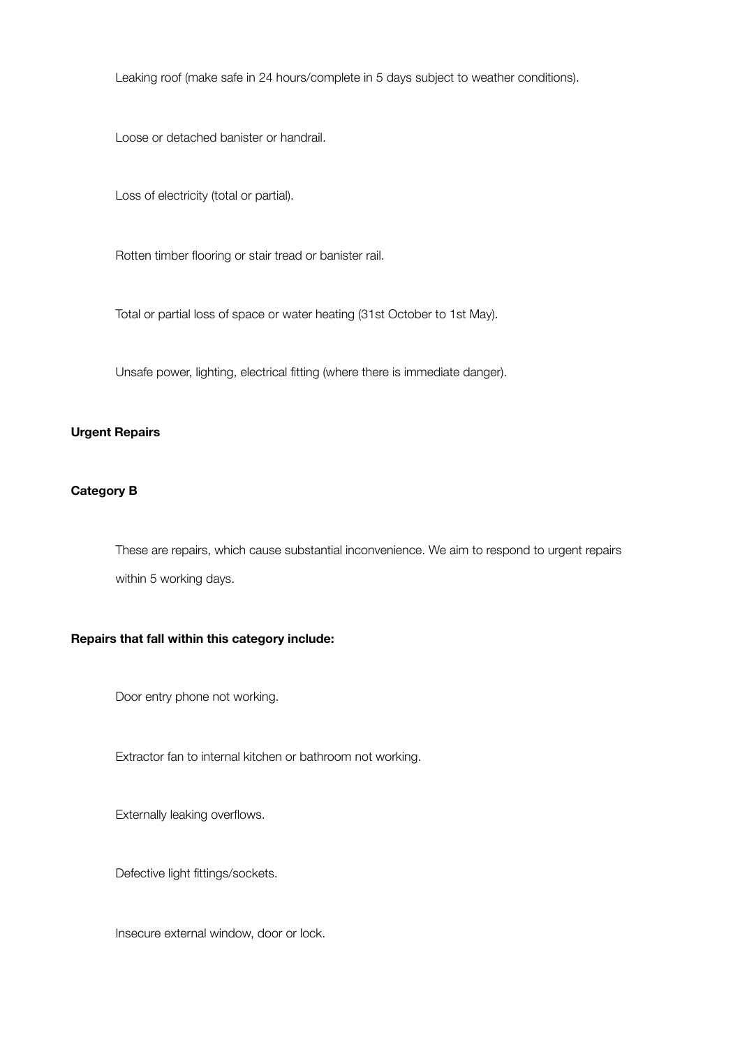Leaking roof (make safe in 24 hours/complete in 5 days subject to weather conditions).

Loose or detached banister or handrail.

Loss of electricity (total or partial).

Rotten timber flooring or stair tread or banister rail.

Total or partial loss of space or water heating (31st October to 1st May).

Unsafe power, lighting, electrical fitting (where there is immediate danger).

**Urgent Repairs**

**Category B**

These are repairs, which cause substantial inconvenience. We aim to respond to urgent repairs within 5 working days.

**Repairs that fall within this category include:**

Door entry phone not working.

Extractor fan to internal kitchen or bathroom not working.

Externally leaking overflows.

Defective light fittings/sockets.

Insecure external window, door or lock.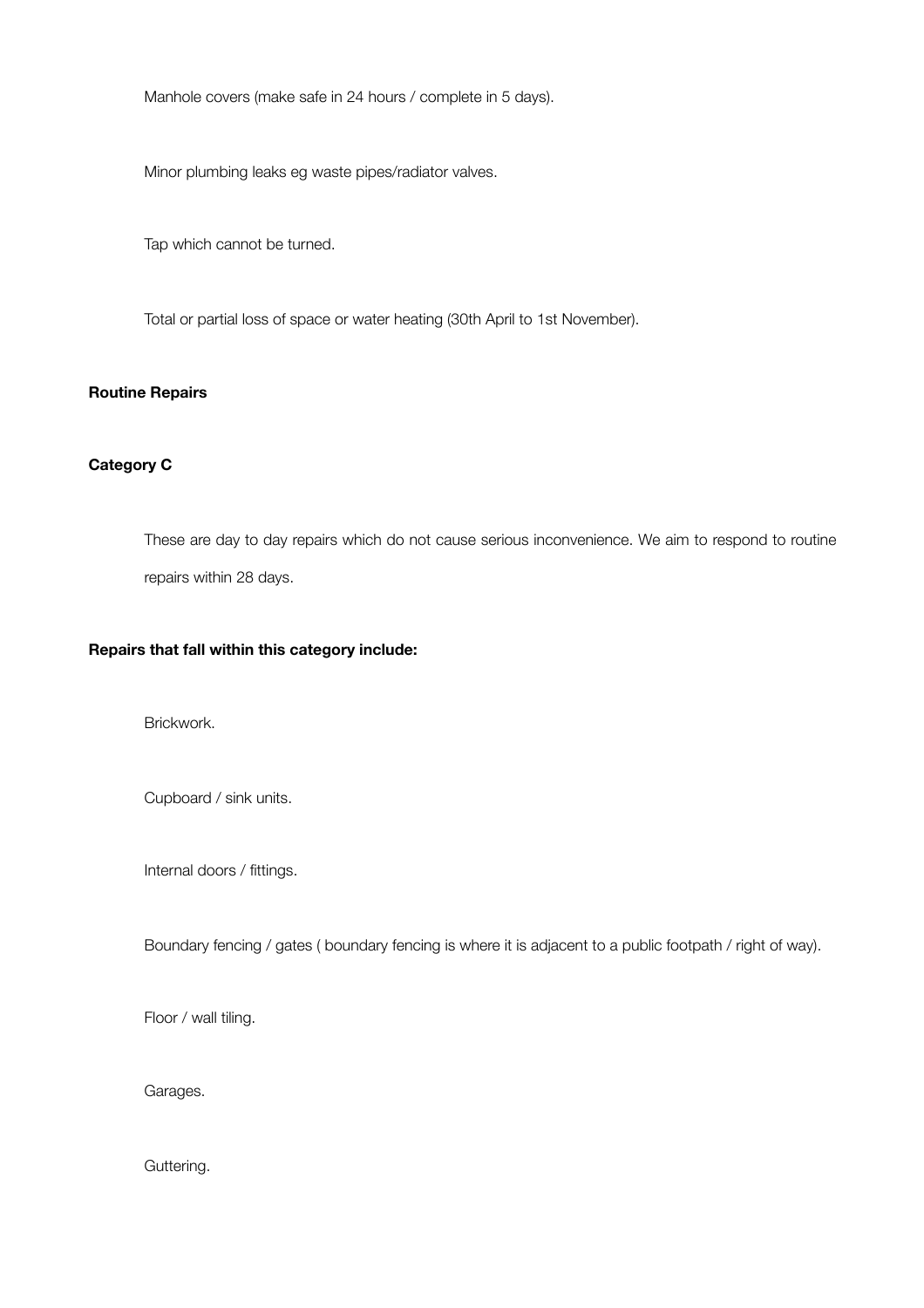Manhole covers (make safe in 24 hours / complete in 5 days).

Minor plumbing leaks eg waste pipes/radiator valves.

Tap which cannot be turned.

Total or partial loss of space or water heating (30th April to 1st November).

**Routine Repairs**

**Category C**

These are day to day repairs which do not cause serious inconvenience. We aim to respond to routine repairs within 28 days.

**Repairs that fall within this category include:**

Brickwork.

Cupboard / sink units.

Internal doors / fittings.

Boundary fencing / gates ( boundary fencing is where it is adjacent to a public footpath / right of way).

Floor / wall tiling.

Garages.

Guttering.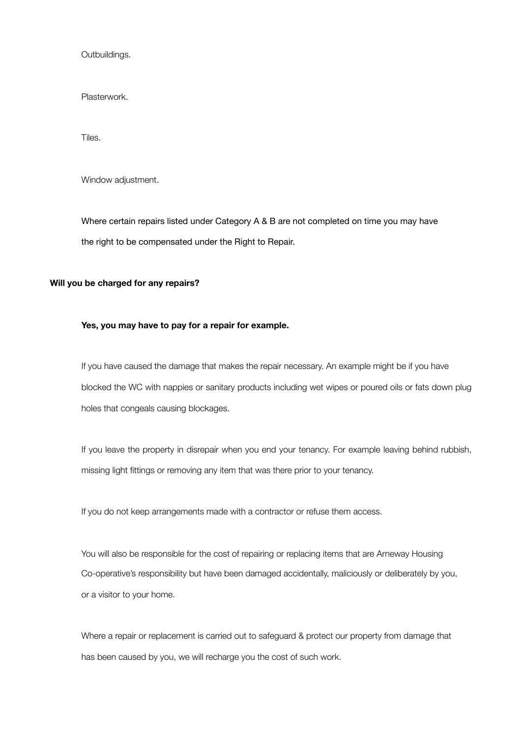Outbuildings.

Plasterwork.

Tiles.

Window adjustment.

Where certain repairs listed under Category A & B are not completed on time you may have the right to be compensated under the Right to Repair.

**Will you be charged for any repairs?**

**Yes, you may have to pay for a repair for example.**

If you have caused the damage that makes the repair necessary. An example might be if you have blocked the WC with nappies or sanitary products including wet wipes or poured oils or fats down plug holes that congeals causing blockages.

If you leave the property in disrepair when you end your tenancy. For example leaving behind rubbish, missing light fittings or removing any item that was there prior to your tenancy.

If you do not keep arrangements made with a contractor or refuse them access.

You will also be responsible for the cost of repairing or replacing items that are Arneway Housing Co-operative's responsibility but have been damaged accidentally, maliciously or deliberately by you, or a visitor to your home.

Where a repair or replacement is carried out to safeguard & protect our property from damage that has been caused by you, we will recharge you the cost of such work.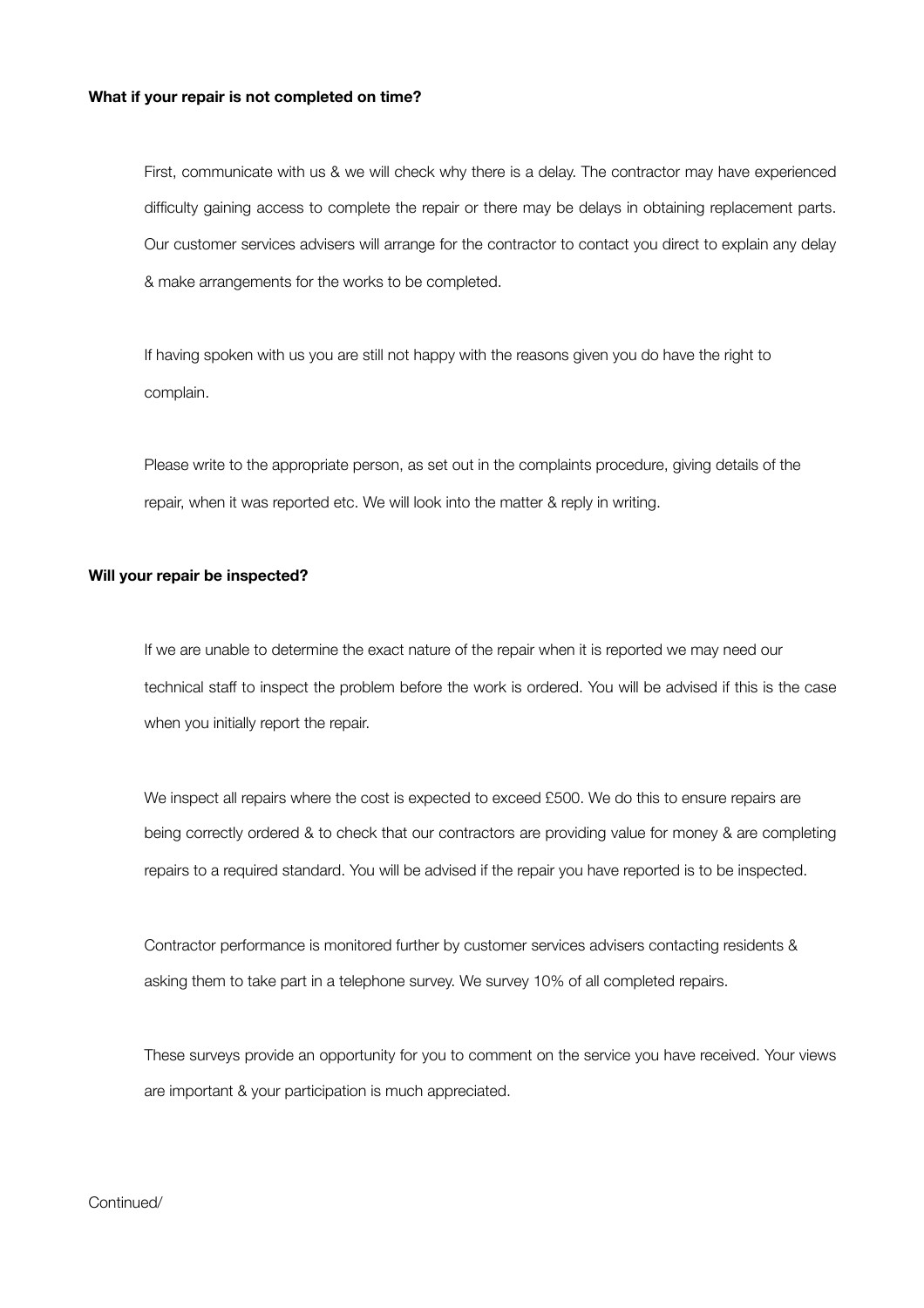**What if your repair is not completed on time?**

First, communicate with us & we will check why there is a delay. The contractor may have experienced difficulty gaining access to complete the repair or there may be delays in obtaining replacement parts. Our customer services advisers will arrange for the contractor to contact you direct to explain any delay & make arrangements for the works to be completed.

If having spoken with us you are still not happy with the reasons given you do have the right to complain.

Please write to the appropriate person, as set out in the complaints procedure, giving details of the repair, when it was reported etc. We will look into the matter & reply in writing.

**Will your repair be inspected?**

If we are unable to determine the exact nature of the repair when it is reported we may need our technical staff to inspect the problem before the work is ordered. You will be advised if this is the case when you initially report the repair.

We inspect all repairs where the cost is expected to exceed £500. We do this to ensure repairs are being correctly ordered & to check that our contractors are providing value for money & are completing repairs to a required standard. You will be advised if the repair you have reported is to be inspected.

Contractor performance is monitored further by customer services advisers contacting residents & asking them to take part in a telephone survey. We survey 10% of all completed repairs.

These surveys provide an opportunity for you to comment on the service you have received. Your views are important & your participation is much appreciated.

Continued/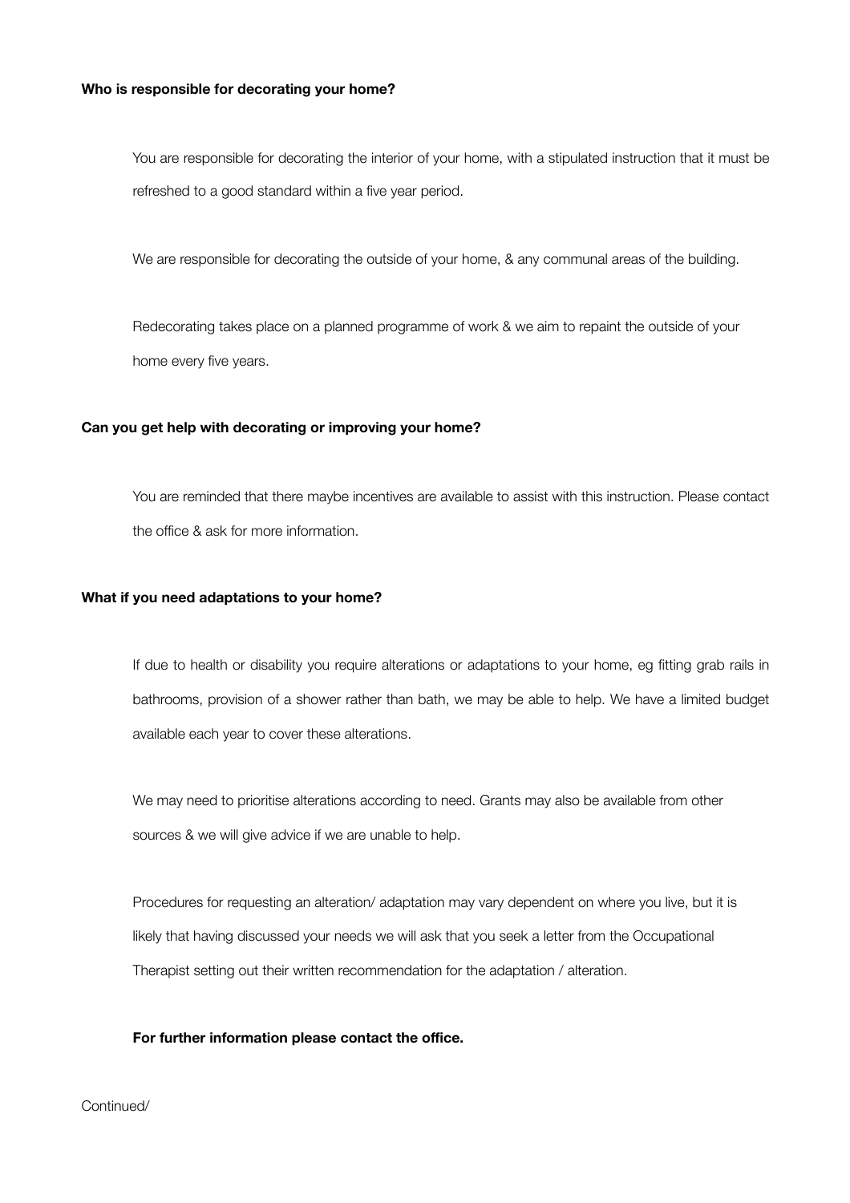**Who is responsible for decorating your home?**

You are responsible for decorating the interior of your home, with a stipulated instruction that it must be refreshed to a good standard within a five year period.

We are responsible for decorating the outside of your home, & any communal areas of the building.

Redecorating takes place on a planned programme of work & we aim to repaint the outside of your home every five years.

**Can you get help with decorating or improving your home?**

You are reminded that there maybe incentives are available to assist with this instruction. Please contact the office & ask for more information.

**What if you need adaptations to your home?**

If due to health or disability you require alterations or adaptations to your home, eg fitting grab rails in bathrooms, provision of a shower rather than bath, we may be able to help. We have a limited budget available each year to cover these alterations.

We may need to prioritise alterations according to need. Grants may also be available from other sources & we will give advice if we are unable to help.

Procedures for requesting an alteration/ adaptation may vary dependent on where you live, but it is likely that having discussed your needs we will ask that you seek a letter from the Occupational Therapist setting out their written recommendation for the adaptation / alteration.

**For further information please contact the office.**

Continued/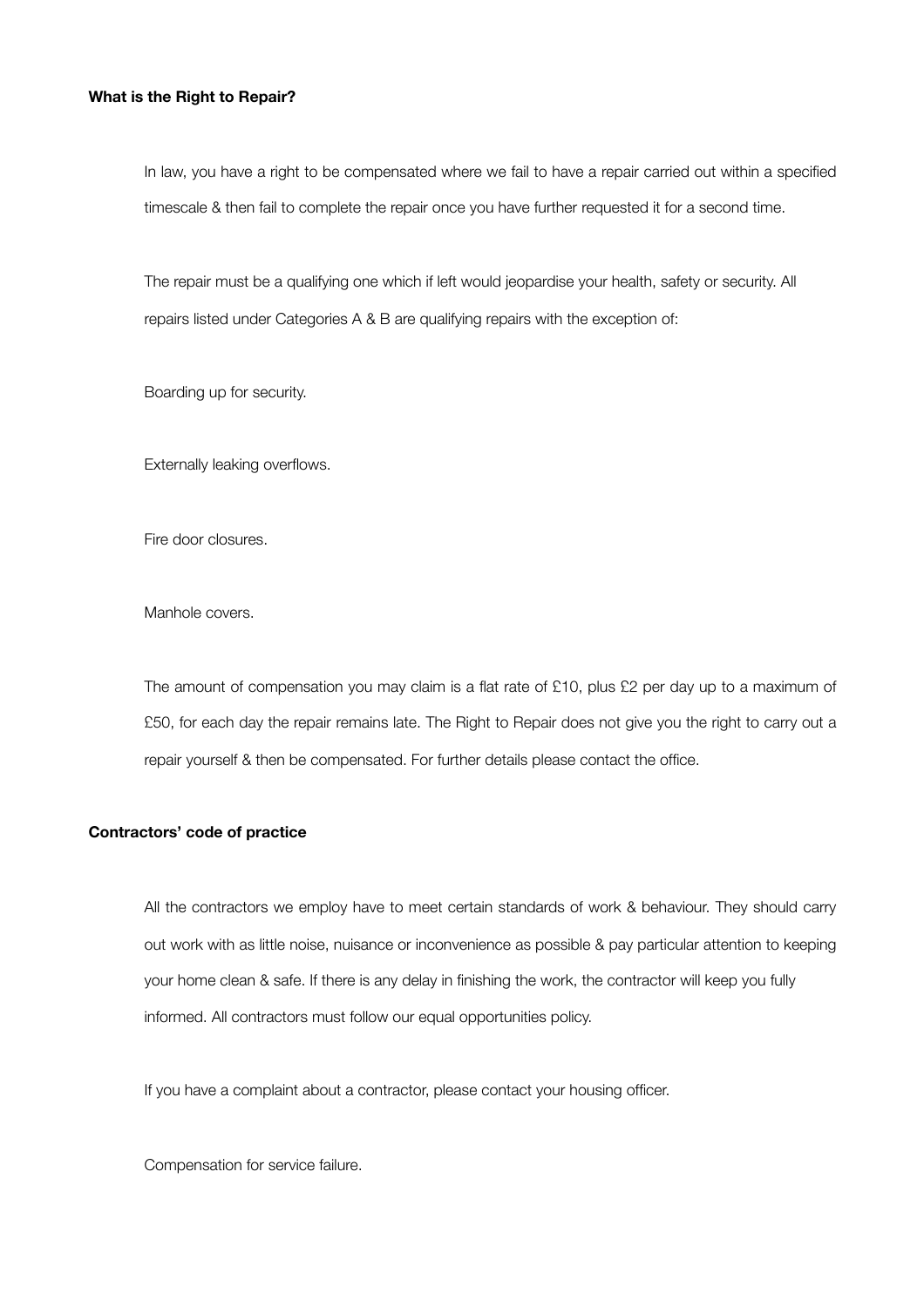**What is the Right to Repair?**

In law, you have a right to be compensated where we fail to have a repair carried out within a specified timescale & then fail to complete the repair once you have further requested it for a second time.

The repair must be a qualifying one which if left would jeopardise your health, safety or security. All repairs listed under Categories A & B are qualifying repairs with the exception of:

Boarding up for security.

Externally leaking overflows.

Fire door closures.

Manhole covers.

The amount of compensation you may claim is a flat rate of £10, plus £2 per day up to a maximum of £50, for each day the repair remains late. The Right to Repair does not give you the right to carry out a repair yourself & then be compensated. For further details please contact the office.

**Contractors' code of practice**

All the contractors we employ have to meet certain standards of work & behaviour. They should carry out work with as little noise, nuisance or inconvenience as possible & pay particular attention to keeping your home clean & safe. If there is any delay in finishing the work, the contractor will keep you fully informed. All contractors must follow our equal opportunities policy.

If you have a complaint about a contractor, please contact your housing officer.

Compensation for service failure.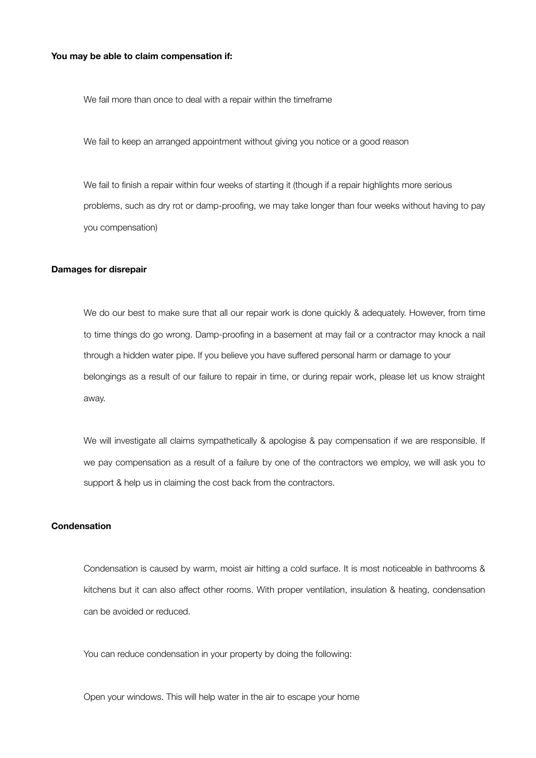**You may be able to claim compensation if:**

We fail more than once to deal with a repair within the timeframe

We fail to keep an arranged appointment without giving you notice or a good reason

We fail to finish a repair within four weeks of starting it (though if a repair highlights more serious problems, such as dry rot or damp-proofing, we may take longer than four weeks without having to pay you compensation)

**Damages for disrepair**

We do our best to make sure that all our repair work is done quickly & adequately. However, from time to time things do go wrong. Damp-proofing in a basement at may fail or a contractor may knock a nail through a hidden water pipe. If you believe you have suffered personal harm or damage to your belongings as a result of our failure to repair in time, or during repair work, please let us know straight away.

We will investigate all claims sympathetically & apologise & pay compensation if we are responsible. If we pay compensation as a result of a failure by one of the contractors we employ, we will ask you to support & help us in claiming the cost back from the contractors.

**Condensation**

Condensation is caused by warm, moist air hitting a cold surface. It is most noticeable in bathrooms & kitchens but it can also affect other rooms. With proper ventilation, insulation & heating, condensation can be avoided or reduced.

You can reduce condensation in your property by doing the following:

Open your windows. This will help water in the air to escape your home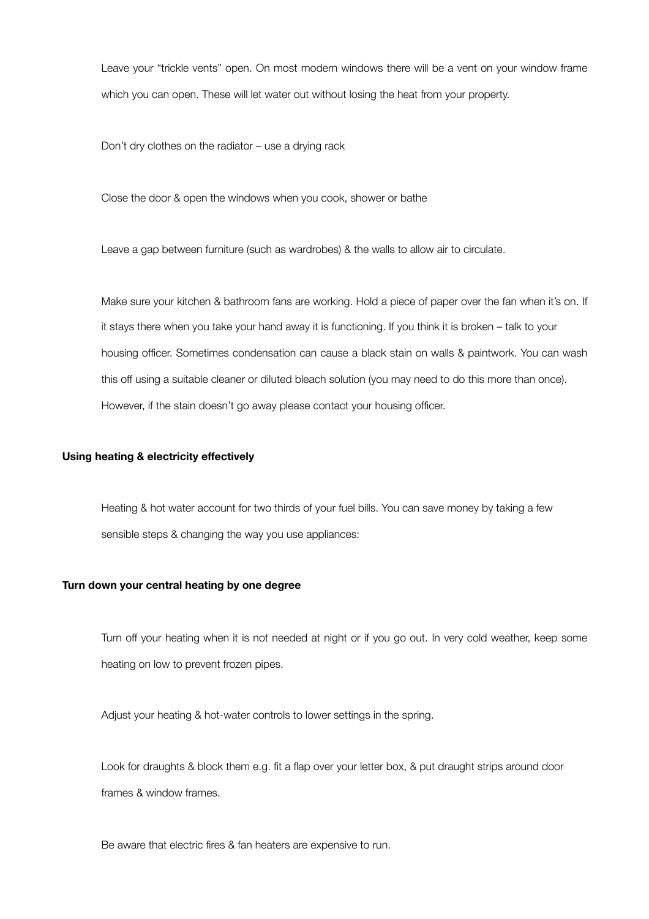Leave your "trickle vents" open. On most modern windows there will be a vent on your window frame which you can open. These will let water out without losing the heat from your property.

Don't dry clothes on the radiator – use a drying rack

Close the door & open the windows when you cook, shower or bathe

Leave a gap between furniture (such as wardrobes) & the walls to allow air to circulate.

Make sure your kitchen & bathroom fans are working. Hold a piece of paper over the fan when it's on. If it stays there when you take your hand away it is functioning. If you think it is broken – talk to your housing officer. Sometimes condensation can cause a black stain on walls & paintwork. You can wash this off using a suitable cleaner or diluted bleach solution (you may need to do this more than once). However, if the stain doesn't go away please contact your housing officer.

**Using heating & electricity effectively**

Heating & hot water account for two thirds of your fuel bills. You can save money by taking a few sensible steps & changing the way you use appliances:

**Turn down your central heating by one degree**

Turn off your heating when it is not needed at night or if you go out. In very cold weather, keep some heating on low to prevent frozen pipes.

Adjust your heating & hot-water controls to lower settings in the spring.

Look for draughts & block them e.g. fit a flap over your letter box, & put draught strips around door frames & window frames.

Be aware that electric fires & fan heaters are expensive to run.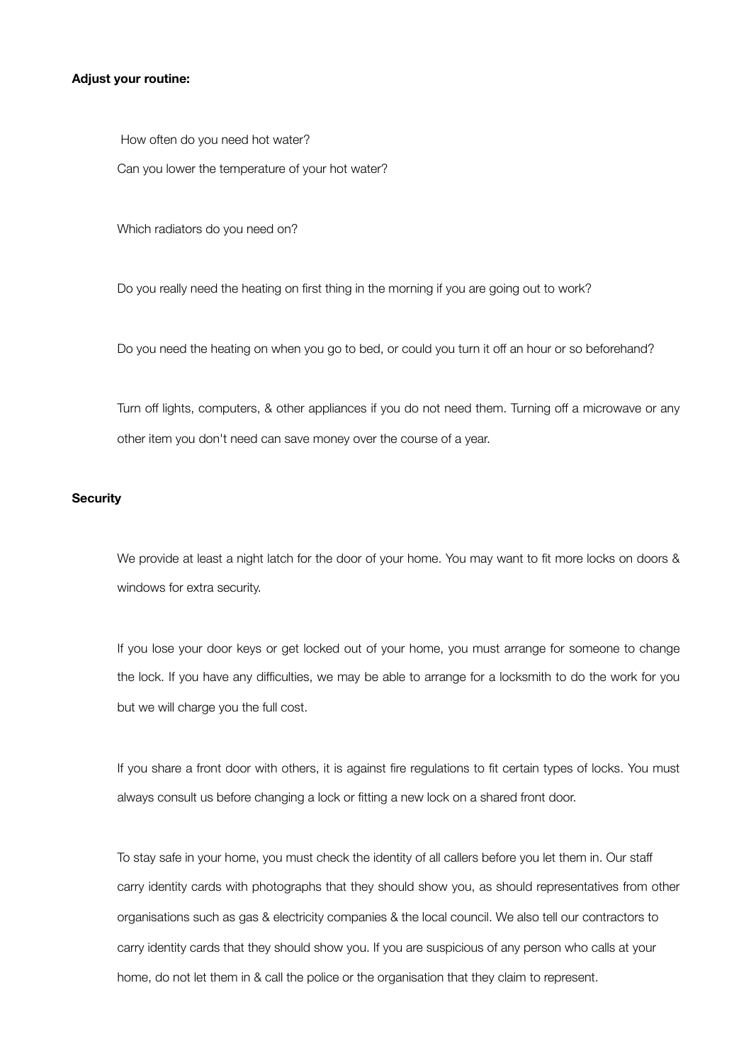**Adjust your routine:**

How often do you need hot water?

Can you lower the temperature of your hot water?

Which radiators do you need on?

Do you really need the heating on first thing in the morning if you are going out to work?

Do you need the heating on when you go to bed, or could you turn it off an hour or so beforehand?

Turn off lights, computers, & other appliances if you do not need them. Turning off a microwave or any other item you don't need can save money over the course of a year.

**Security**

We provide at least a night latch for the door of your home. You may want to fit more locks on doors & windows for extra security.

If you lose your door keys or get locked out of your home, you must arrange for someone to change the lock. If you have any difficulties, we may be able to arrange for a locksmith to do the work for you but we will charge you the full cost.

If you share a front door with others, it is against fire regulations to fit certain types of locks. You must always consult us before changing a lock or fitting a new lock on a shared front door.

To stay safe in your home, you must check the identity of all callers before you let them in. Our staff carry identity cards with photographs that they should show you, as should representatives from other organisations such as gas & electricity companies & the local council. We also tell our contractors to carry identity cards that they should show you. If you are suspicious of any person who calls at your home, do not let them in & call the police or the organisation that they claim to represent.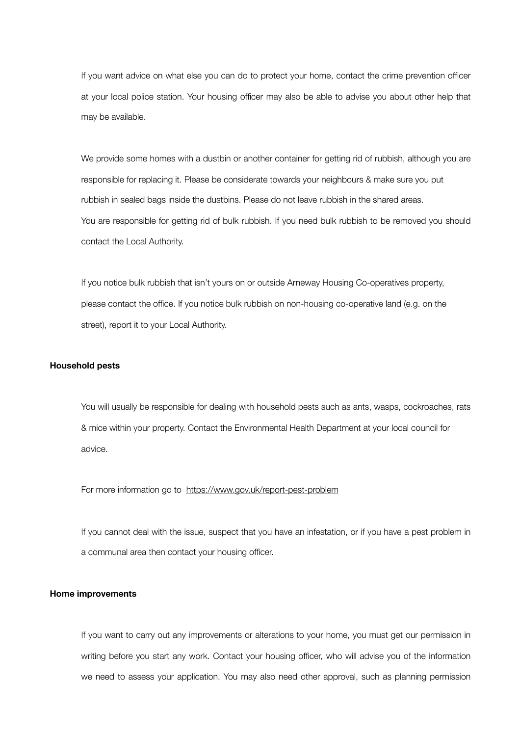If you want advice on what else you can do to protect your home, contact the crime prevention officer at your local police station. Your housing officer may also be able to advise you about other help that may be available.

We provide some homes with a dustbin or another container for getting rid of rubbish, although you are responsible for replacing it. Please be considerate towards your neighbours & make sure you put rubbish in sealed bags inside the dustbins. Please do not leave rubbish in the shared areas.
You are responsible for getting rid of bulk rubbish. If you need bulk rubbish to be removed you should contact the Local Authority.

If you notice bulk rubbish that isn't yours on or outside Arneway Housing Co-operatives property, please contact the office. If you notice bulk rubbish on non-housing co-operative land (e.g. on the street), report it to your Local Authority.

**Household pests**

You will usually be responsible for dealing with household pests such as ants, wasps, cockroaches, rats & mice within your property. Contact the Environmental Health Department at your local council for advice.

For more information go to https://www.gov.uk/report-pest-problem

If you cannot deal with the issue, suspect that you have an infestation, or if you have a pest problem in a communal area then contact your housing officer.

**Home improvements**

If you want to carry out any improvements or alterations to your home, you must get our permission in writing before you start any work. Contact your housing officer, who will advise you of the information we need to assess your application. You may also need other approval, such as planning permission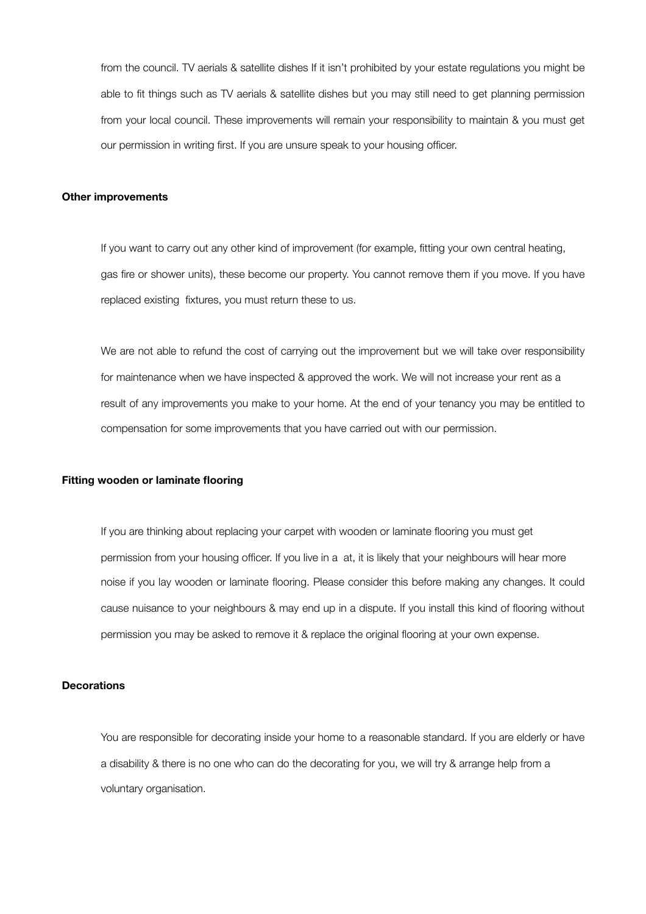from the council. TV aerials & satellite dishes If it isn't prohibited by your estate regulations you might be able to fit things such as TV aerials & satellite dishes but you may still need to get planning permission from your local council. These improvements will remain your responsibility to maintain & you must get our permission in writing first. If you are unsure speak to your housing officer.

**Other improvements**

If you want to carry out any other kind of improvement (for example, fitting your own central heating, gas fire or shower units), these become our property. You cannot remove them if you move. If you have replaced existing fixtures, you must return these to us.

We are not able to refund the cost of carrying out the improvement but we will take over responsibility for maintenance when we have inspected & approved the work. We will not increase your rent as a result of any improvements you make to your home. At the end of your tenancy you may be entitled to compensation for some improvements that you have carried out with our permission.

**Fitting wooden or laminate flooring**

If you are thinking about replacing your carpet with wooden or laminate flooring you must get permission from your housing officer. If you live in a at, it is likely that your neighbours will hear more noise if you lay wooden or laminate flooring. Please consider this before making any changes. It could cause nuisance to your neighbours & may end up in a dispute. If you install this kind of flooring without permission you may be asked to remove it & replace the original flooring at your own expense.

**Decorations**

You are responsible for decorating inside your home to a reasonable standard. If you are elderly or have a disability & there is no one who can do the decorating for you, we will try & arrange help from a voluntary organisation.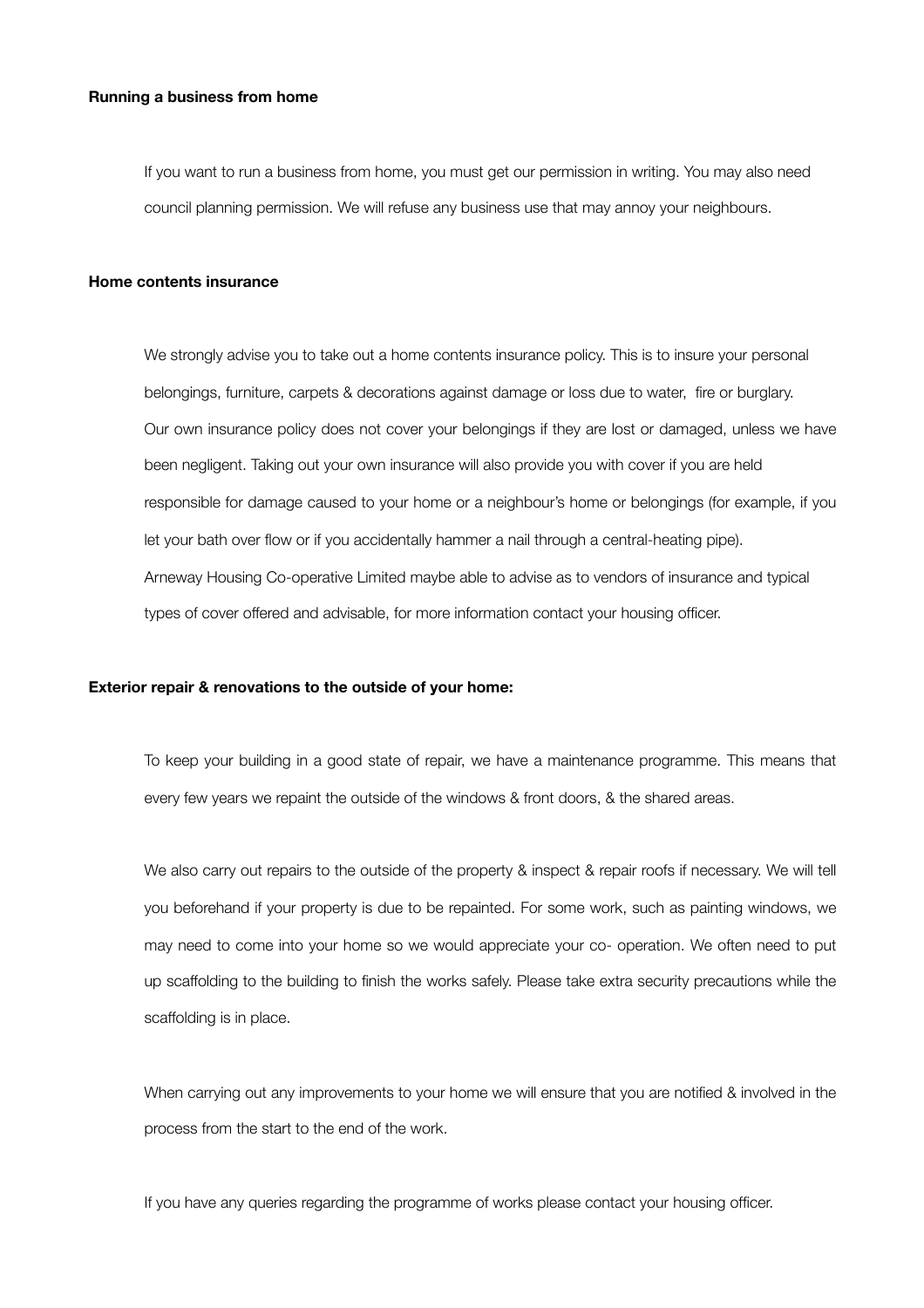**Running a business from home**

If you want to run a business from home, you must get our permission in writing. You may also need council planning permission. We will refuse any business use that may annoy your neighbours.

**Home contents insurance**

We strongly advise you to take out a home contents insurance policy. This is to insure your personal belongings, furniture, carpets & decorations against damage or loss due to water, fire or burglary. Our own insurance policy does not cover your belongings if they are lost or damaged, unless we have been negligent. Taking out your own insurance will also provide you with cover if you are held responsible for damage caused to your home or a neighbour's home or belongings (for example, if you let your bath over flow or if you accidentally hammer a nail through a central-heating pipe). Arneway Housing Co-operative Limited maybe able to advise as to vendors of insurance and typical types of cover offered and advisable, for more information contact your housing officer.

**Exterior repair & renovations to the outside of your home:**

To keep your building in a good state of repair, we have a maintenance programme. This means that every few years we repaint the outside of the windows & front doors, & the shared areas.

We also carry out repairs to the outside of the property & inspect & repair roofs if necessary. We will tell you beforehand if your property is due to be repainted. For some work, such as painting windows, we may need to come into your home so we would appreciate your co- operation. We often need to put up scaffolding to the building to finish the works safely. Please take extra security precautions while the scaffolding is in place.

When carrying out any improvements to your home we will ensure that you are notified & involved in the process from the start to the end of the work.

If you have any queries regarding the programme of works please contact your housing officer.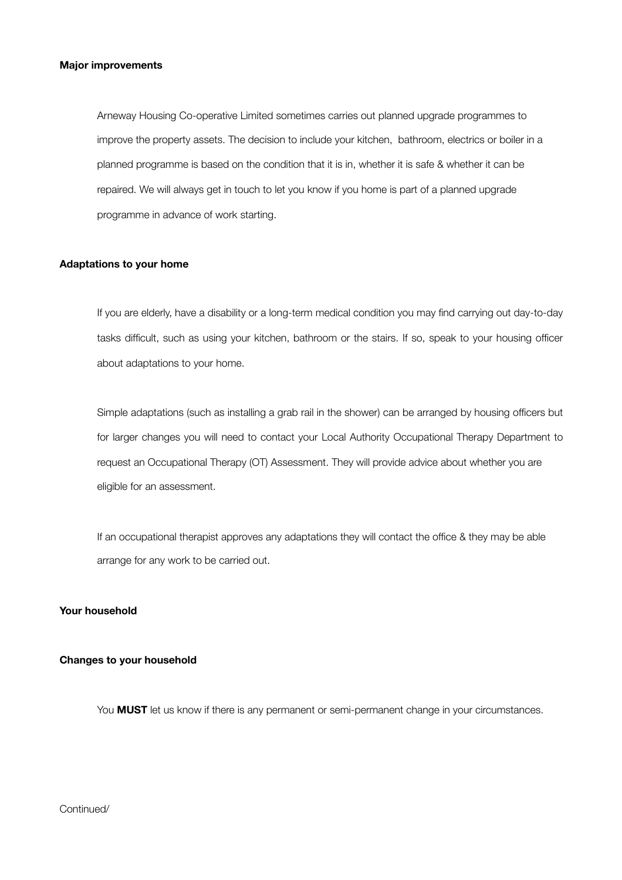**Major improvements**

Arneway Housing Co-operative Limited sometimes carries out planned upgrade programmes to improve the property assets. The decision to include your kitchen, bathroom, electrics or boiler in a planned programme is based on the condition that it is in, whether it is safe & whether it can be repaired. We will always get in touch to let you know if you home is part of a planned upgrade programme in advance of work starting.

**Adaptations to your home**

If you are elderly, have a disability or a long-term medical condition you may find carrying out day-to-day tasks difficult, such as using your kitchen, bathroom or the stairs. If so, speak to your housing officer about adaptations to your home.

Simple adaptations (such as installing a grab rail in the shower) can be arranged by housing officers but for larger changes you will need to contact your Local Authority Occupational Therapy Department to request an Occupational Therapy (OT) Assessment. They will provide advice about whether you are eligible for an assessment.

If an occupational therapist approves any adaptations they will contact the office & they may be able arrange for any work to be carried out.

**Your household**

**Changes to your household**

You **MUST** let us know if there is any permanent or semi-permanent change in your circumstances.

Continued/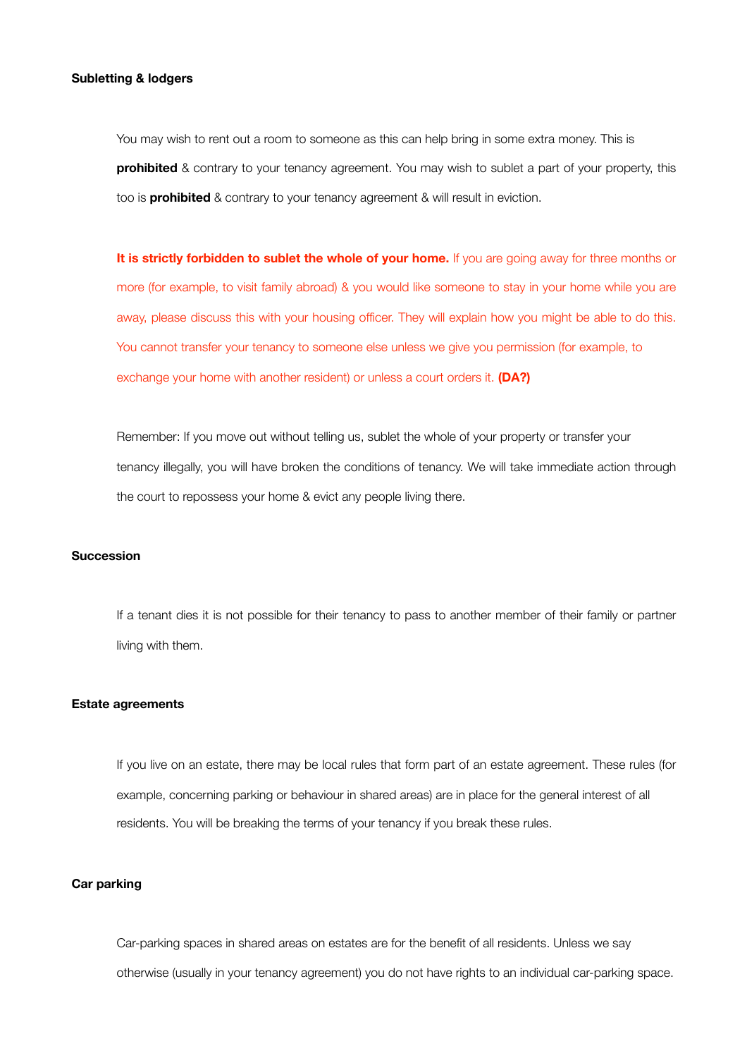**Subletting & lodgers**

You may wish to rent out a room to someone as this can help bring in some extra money. This is **prohibited** & contrary to your tenancy agreement. You may wish to sublet a part of your property, this too is **prohibited** & contrary to your tenancy agreement & will result in eviction.

**It is strictly forbidden to sublet the whole of your home.** If you are going away for three months or more (for example, to visit family abroad) & you would like someone to stay in your home while you are away, please discuss this with your housing officer. They will explain how you might be able to do this. You cannot transfer your tenancy to someone else unless we give you permission (for example, to exchange your home with another resident) or unless a court orders it. **(DA?)**

Remember: If you move out without telling us, sublet the whole of your property or transfer your tenancy illegally, you will have broken the conditions of tenancy. We will take immediate action through the court to repossess your home & evict any people living there.

**Succession**

If a tenant dies it is not possible for their tenancy to pass to another member of their family or partner living with them.

**Estate agreements**

If you live on an estate, there may be local rules that form part of an estate agreement. These rules (for example, concerning parking or behaviour in shared areas) are in place for the general interest of all residents. You will be breaking the terms of your tenancy if you break these rules.

**Car parking**

Car-parking spaces in shared areas on estates are for the benefit of all residents. Unless we say otherwise (usually in your tenancy agreement) you do not have rights to an individual car-parking space.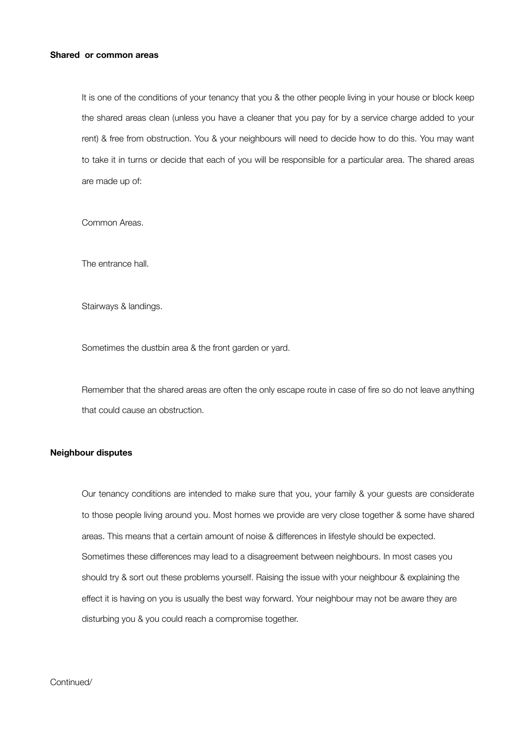**Shared or common areas**

It is one of the conditions of your tenancy that you & the other people living in your house or block keep the shared areas clean (unless you have a cleaner that you pay for by a service charge added to your rent) & free from obstruction. You & your neighbours will need to decide how to do this. You may want to take it in turns or decide that each of you will be responsible for a particular area. The shared areas are made up of:

Common Areas.

The entrance hall.

Stairways & landings.

Sometimes the dustbin area & the front garden or yard.

Remember that the shared areas are often the only escape route in case of fire so do not leave anything that could cause an obstruction.

**Neighbour disputes**

Our tenancy conditions are intended to make sure that you, your family & your guests are considerate to those people living around you. Most homes we provide are very close together & some have shared areas. This means that a certain amount of noise & differences in lifestyle should be expected. Sometimes these differences may lead to a disagreement between neighbours. In most cases you should try & sort out these problems yourself. Raising the issue with your neighbour & explaining the effect it is having on you is usually the best way forward. Your neighbour may not be aware they are disturbing you & you could reach a compromise together.

Continued/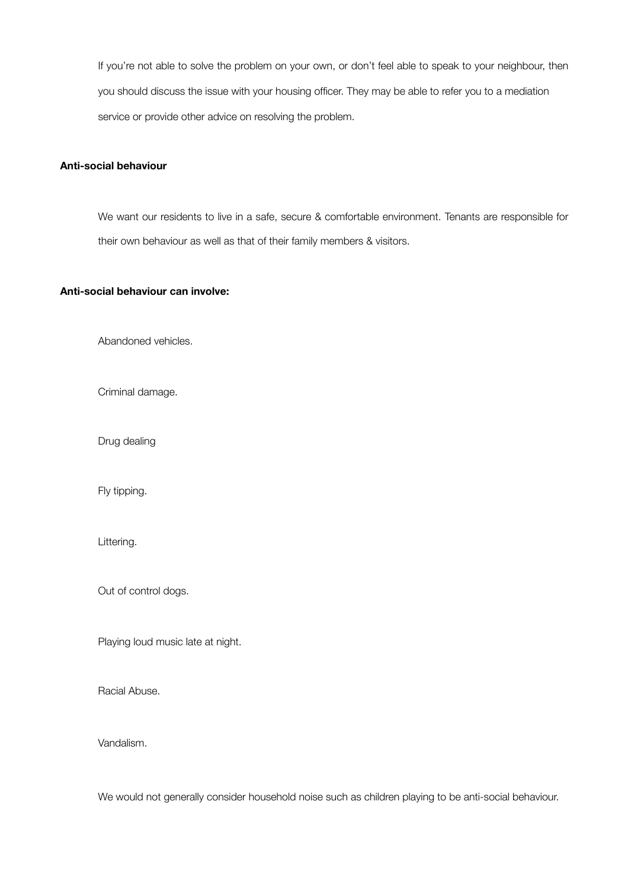If you're not able to solve the problem on your own, or don't feel able to speak to your neighbour, then you should discuss the issue with your housing officer. They may be able to refer you to a mediation service or provide other advice on resolving the problem.

**Anti-social behaviour**

We want our residents to live in a safe, secure & comfortable environment. Tenants are responsible for their own behaviour as well as that of their family members & visitors.

**Anti-social behaviour can involve:**

Abandoned vehicles.

Criminal damage.

Drug dealing

Fly tipping.

Littering.

Out of control dogs.

Playing loud music late at night.

Racial Abuse.

Vandalism.

We would not generally consider household noise such as children playing to be anti-social behaviour.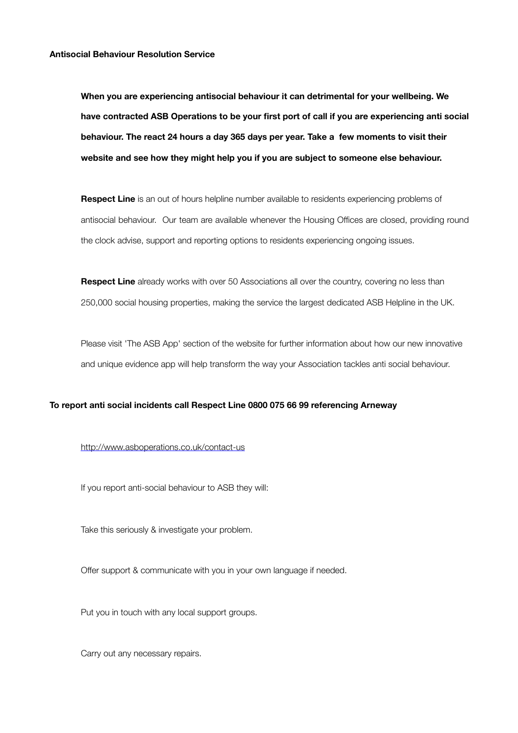**Antisocial Behaviour Resolution Service**

**When you are experiencing antisocial behaviour it can detrimental for your wellbeing. We have contracted ASB Operations to be your first port of call if you are experiencing anti social behaviour. The react 24 hours a day 365 days per year. Take a few moments to visit their website and see how they might help you if you are subject to someone else behaviour.**

**Respect Line** is an out of hours helpline number available to residents experiencing problems of antisocial behaviour. Our team are available whenever the Housing Offices are closed, providing round the clock advise, support and reporting options to residents experiencing ongoing issues.

**Respect Line** already works with over 50 Associations all over the country, covering no less than 250,000 social housing properties, making the service the largest dedicated ASB Helpline in the UK.

Please visit 'The ASB App' section of the website for further information about how our new innovative and unique evidence app will help transform the way your Association tackles anti social behaviour.

**To report anti social incidents call Respect Line 0800 075 66 99 referencing Arneway**

http://www.asboperations.co.uk/contact-us

If you report anti-social behaviour to ASB they will:

Take this seriously & investigate your problem.

Offer support & communicate with you in your own language if needed.

Put you in touch with any local support groups.

Carry out any necessary repairs.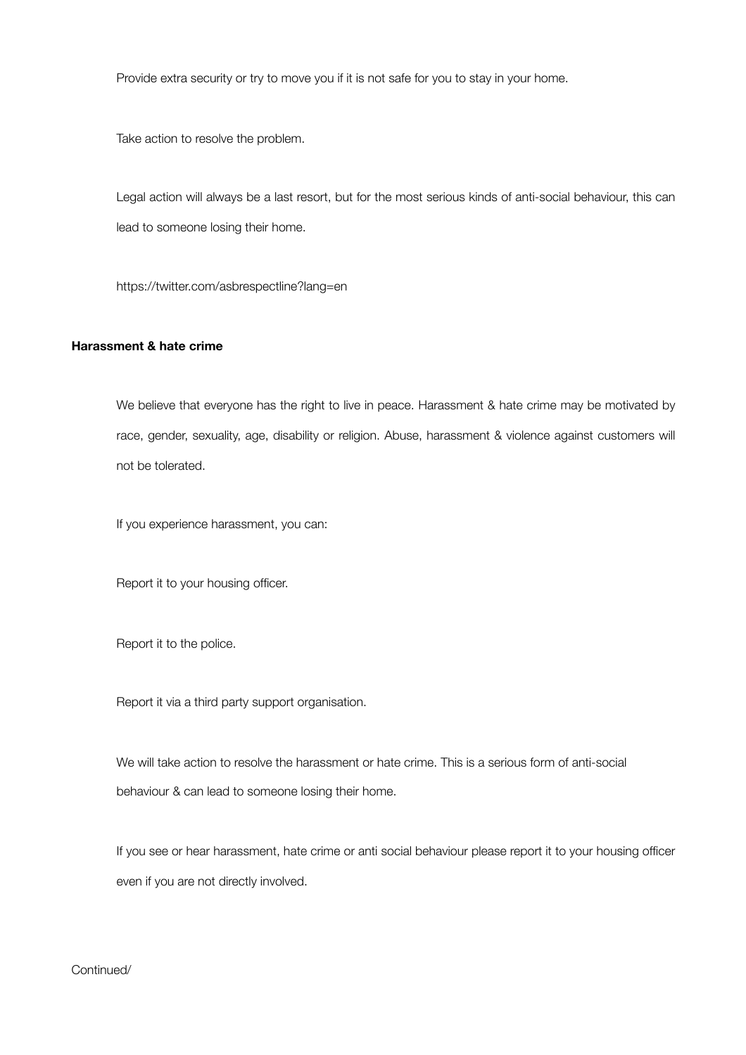Provide extra security or try to move you if it is not safe for you to stay in your home.

Take action to resolve the problem.

Legal action will always be a last resort, but for the most serious kinds of anti-social behaviour, this can lead to someone losing their home.

https://twitter.com/asbrespectline?lang=en

**Harassment & hate crime**

We believe that everyone has the right to live in peace. Harassment & hate crime may be motivated by race, gender, sexuality, age, disability or religion. Abuse, harassment & violence against customers will not be tolerated.

If you experience harassment, you can:

Report it to your housing officer.

Report it to the police.

Report it via a third party support organisation.

We will take action to resolve the harassment or hate crime. This is a serious form of anti-social behaviour & can lead to someone losing their home.

If you see or hear harassment, hate crime or anti social behaviour please report it to your housing officer even if you are not directly involved.

Continued/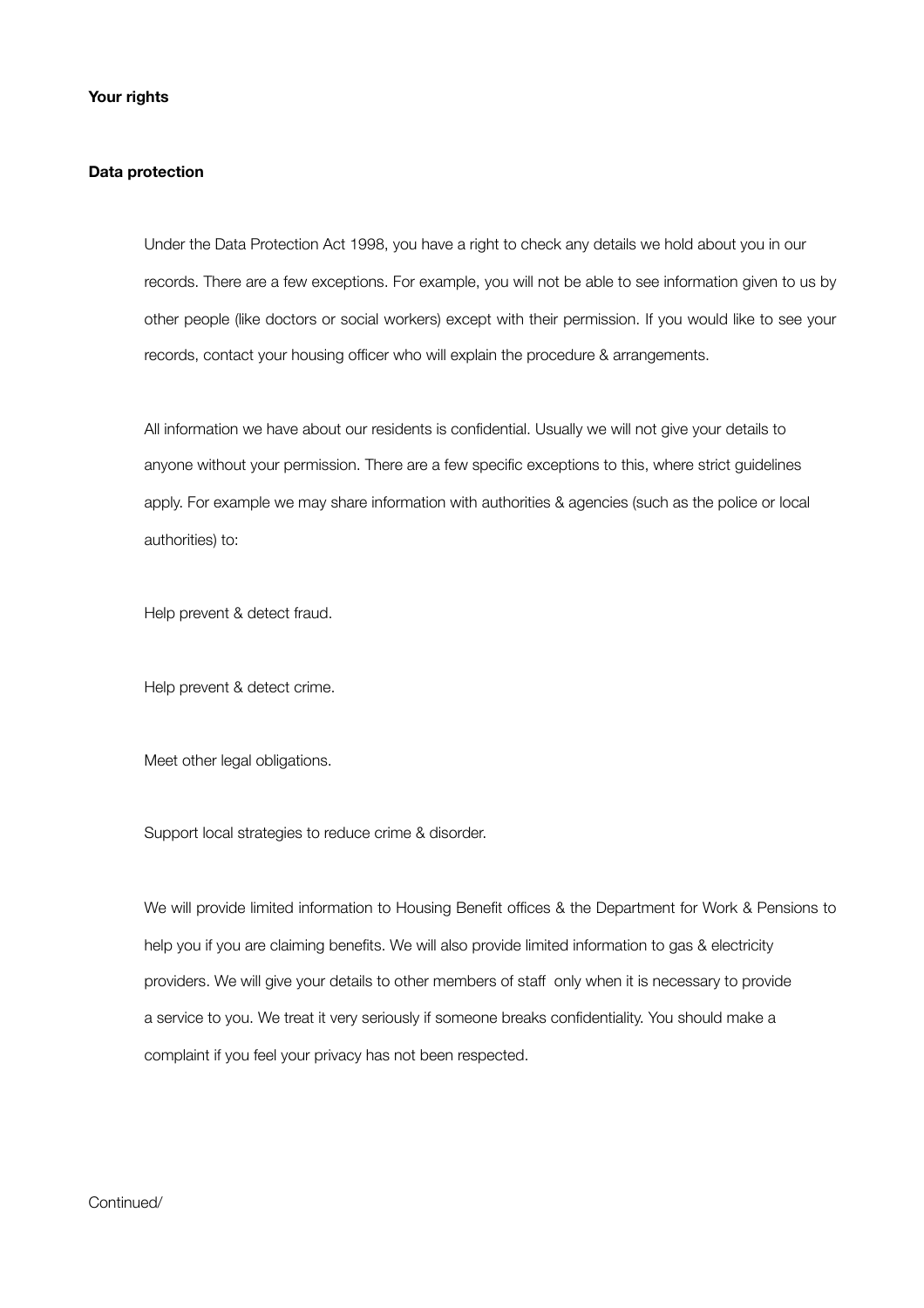## Your rights

### Data protection

Under the Data Protection Act 1998, you have a right to check any details we hold about you in our records. There are a few exceptions. For example, you will not be able to see information given to us by other people (like doctors or social workers) except with their permission. If you would like to see your records, contact your housing officer who will explain the procedure & arrangements.

All information we have about our residents is confidential. Usually we will not give your details to anyone without your permission. There are a few specific exceptions to this, where strict guidelines apply. For example we may share information with authorities & agencies (such as the police or local authorities) to:

Help prevent & detect fraud.

Help prevent & detect crime.

Meet other legal obligations.

Support local strategies to reduce crime & disorder.

We will provide limited information to Housing Benefit offices & the Department for Work & Pensions to help you if you are claiming benefits. We will also provide limited information to gas & electricity providers. We will give your details to other members of staff only when it is necessary to provide a service to you. We treat it very seriously if someone breaks confidentiality. You should make a complaint if you feel your privacy has not been respected.

Continued/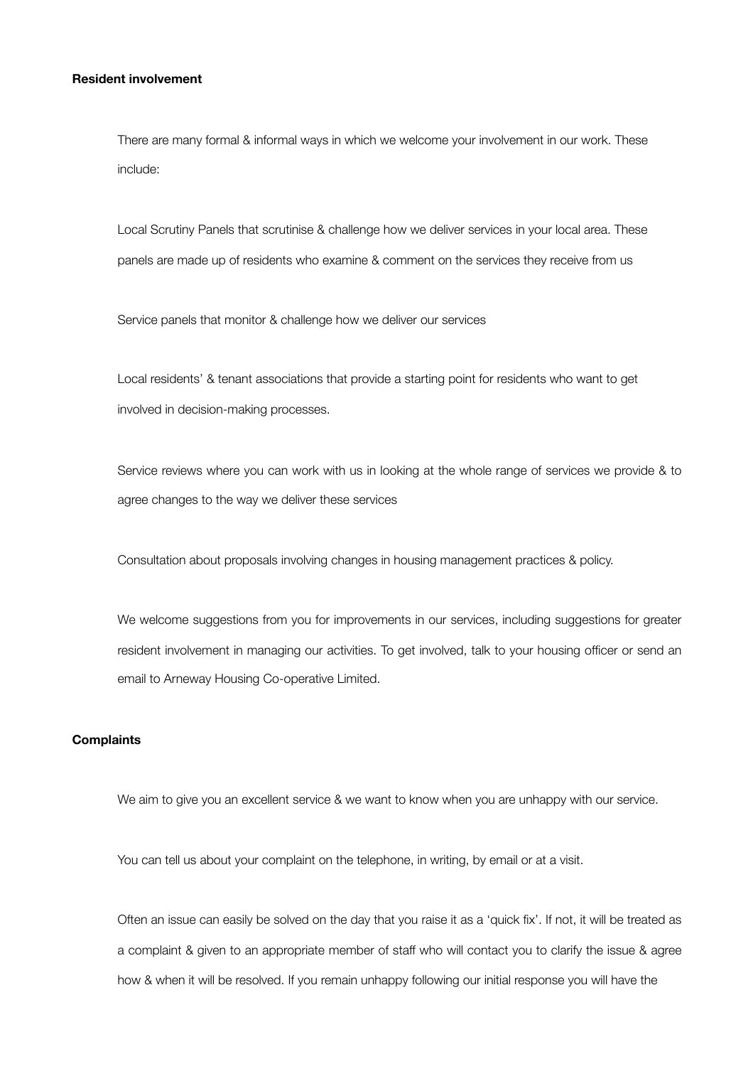**Resident involvement**

There are many formal & informal ways in which we welcome your involvement in our work. These include:

Local Scrutiny Panels that scrutinise & challenge how we deliver services in your local area. These panels are made up of residents who examine & comment on the services they receive from us

Service panels that monitor & challenge how we deliver our services

Local residents' & tenant associations that provide a starting point for residents who want to get involved in decision-making processes.

Service reviews where you can work with us in looking at the whole range of services we provide & to agree changes to the way we deliver these services

Consultation about proposals involving changes in housing management practices & policy.

We welcome suggestions from you for improvements in our services, including suggestions for greater resident involvement in managing our activities. To get involved, talk to your housing officer or send an email to Arneway Housing Co-operative Limited.

**Complaints**

We aim to give you an excellent service & we want to know when you are unhappy with our service.

You can tell us about your complaint on the telephone, in writing, by email or at a visit.

Often an issue can easily be solved on the day that you raise it as a 'quick fix'. If not, it will be treated as a complaint & given to an appropriate member of staff who will contact you to clarify the issue & agree how & when it will be resolved. If you remain unhappy following our initial response you will have the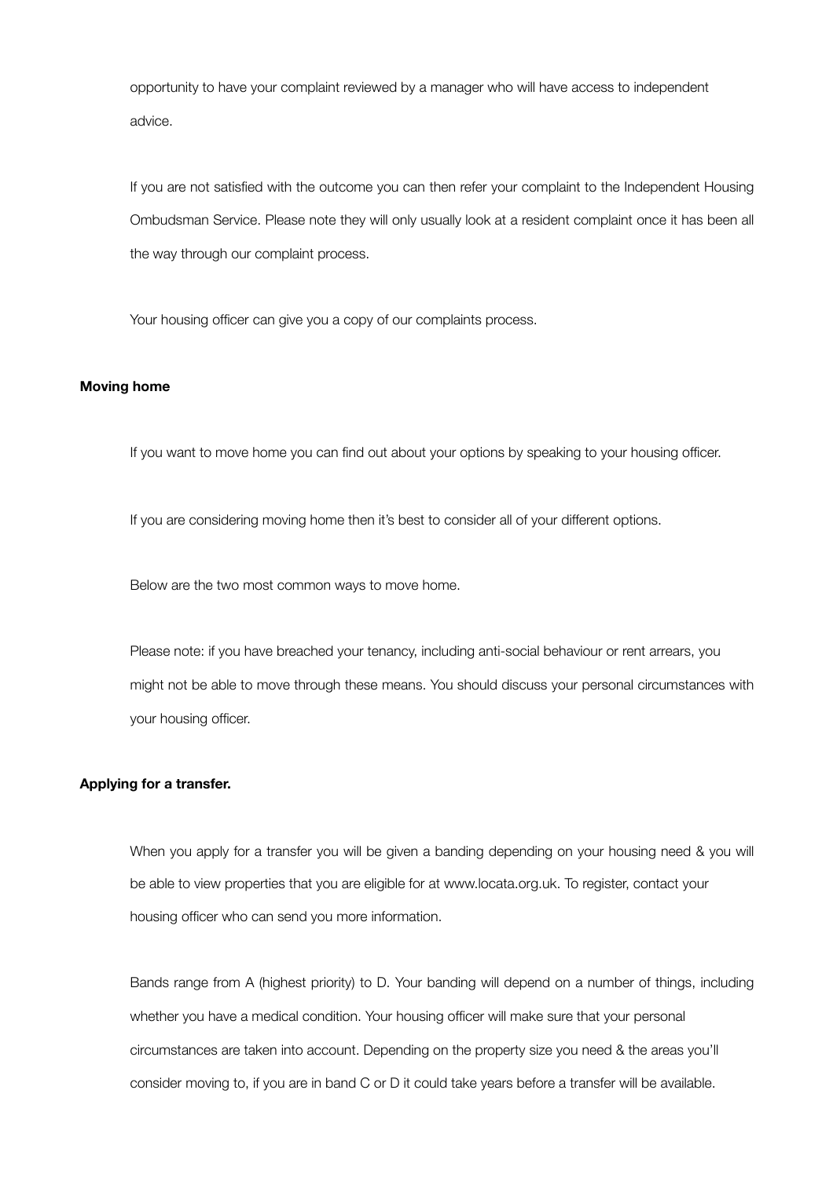opportunity to have your complaint reviewed by a manager who will have access to independent advice.

If you are not satisfied with the outcome you can then refer your complaint to the Independent Housing Ombudsman Service. Please note they will only usually look at a resident complaint once it has been all the way through our complaint process.

Your housing officer can give you a copy of our complaints process.

**Moving home**

If you want to move home you can find out about your options by speaking to your housing officer.

If you are considering moving home then it's best to consider all of your different options.

Below are the two most common ways to move home.

Please note: if you have breached your tenancy, including anti-social behaviour or rent arrears, you might not be able to move through these means. You should discuss your personal circumstances with your housing officer.

**Applying for a transfer.**

When you apply for a transfer you will be given a banding depending on your housing need & you will be able to view properties that you are eligible for at www.locata.org.uk. To register, contact your housing officer who can send you more information.

Bands range from A (highest priority) to D. Your banding will depend on a number of things, including whether you have a medical condition. Your housing officer will make sure that your personal circumstances are taken into account. Depending on the property size you need & the areas you'll consider moving to, if you are in band C or D it could take years before a transfer will be available.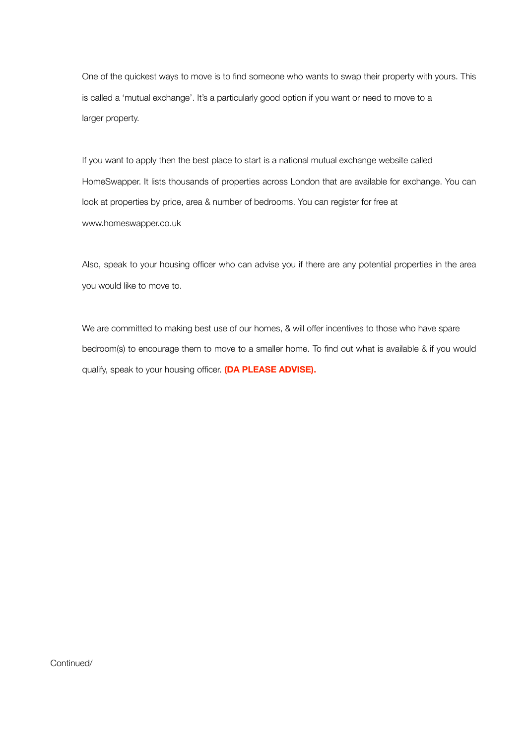One of the quickest ways to move is to find someone who wants to swap their property with yours. This is called a 'mutual exchange'. It's a particularly good option if you want or need to move to a larger property.

If you want to apply then the best place to start is a national mutual exchange website called HomeSwapper. It lists thousands of properties across London that are available for exchange. You can look at properties by price, area & number of bedrooms. You can register for free at www.homeswapper.co.uk

Also, speak to your housing officer who can advise you if there are any potential properties in the area you would like to move to.

We are committed to making best use of our homes, & will offer incentives to those who have spare bedroom(s) to encourage them to move to a smaller home. To find out what is available & if you would qualify, speak to your housing officer. **(DA PLEASE ADVISE).**

Continued/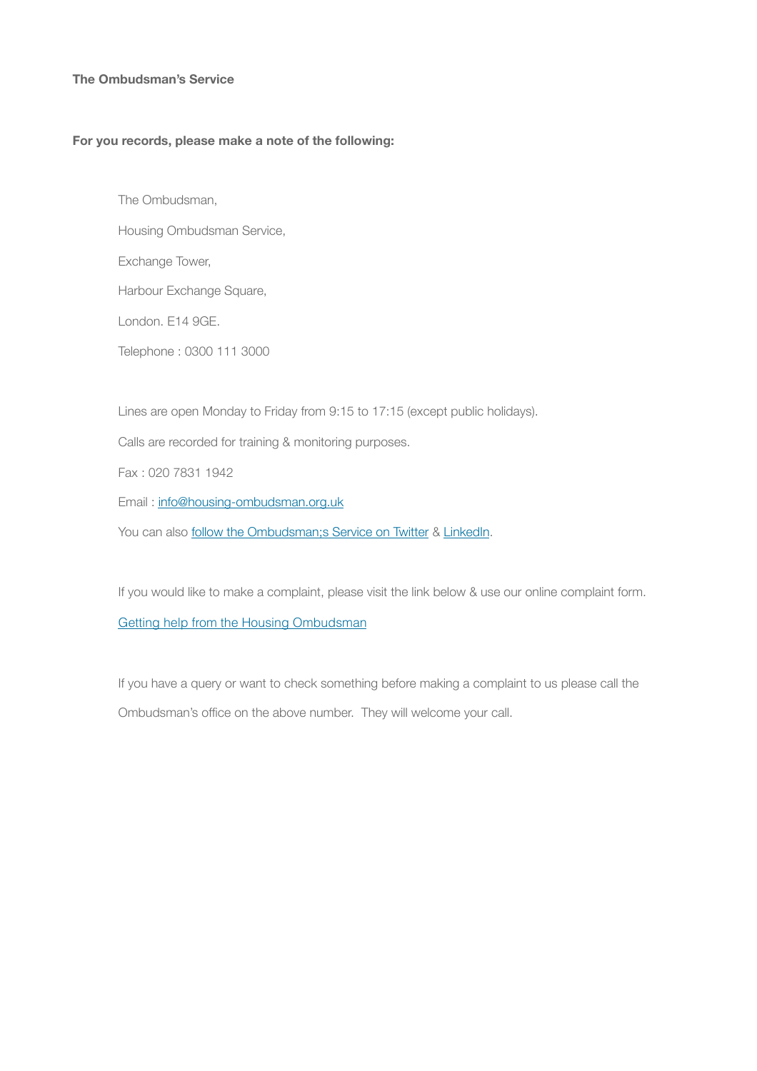**The Ombudsman's Service**

**For you records, please make a note of the following:**

The Ombudsman,

Housing Ombudsman Service,

Exchange Tower,

Harbour Exchange Square,

London. E14 9GE.

Telephone : 0300 111 3000

Lines are open Monday to Friday from 9:15 to 17:15 (except public holidays).

Calls are recorded for training & monitoring purposes.

Fax : 020 7831 1942

Email : info@housing-ombudsman.org.uk

You can also follow the Ombudsman;s Service on Twitter & LinkedIn.

If you would like to make a complaint, please visit the link below & use our online complaint form.

Getting help from the Housing Ombudsman

If you have a query or want to check something before making a complaint to us please call the Ombudsman's office on the above number. They will welcome your call.